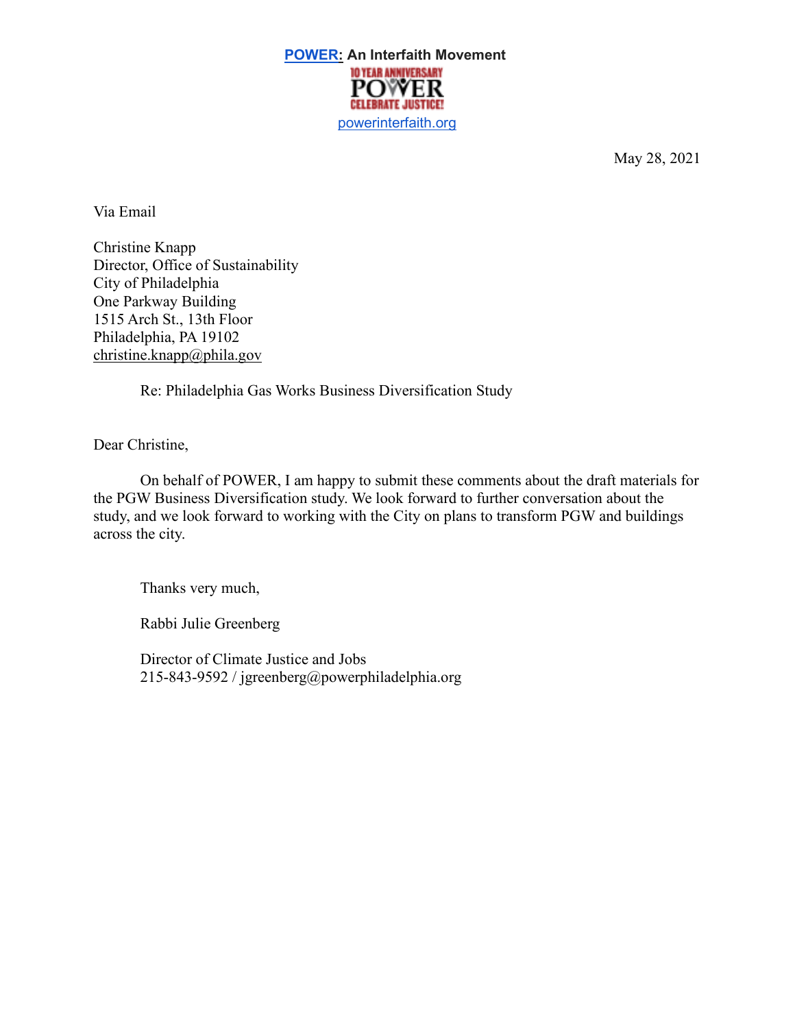**POWER: An Interfaith Movement**

10 YEAR ANNIVERSARY
POWER
CELEBRATE JUSTICE!

powerinterfaith.org

May 28, 2021

Via Email

Christine Knapp
Director, Office of Sustainability
City of Philadelphia
One Parkway Building
1515 Arch St., 13th Floor
Philadelphia, PA 19102
christine.knapp@phila.gov

Re: Philadelphia Gas Works Business Diversification Study

Dear Christine,

On behalf of POWER, I am happy to submit these comments about the draft materials for the PGW Business Diversification study. We look forward to further conversation about the study, and we look forward to working with the City on plans to transform PGW and buildings across the city.

Thanks very much,

Rabbi Julie Greenberg

Director of Climate Justice and Jobs
215-843-9592 / jgreenberg@powerphiladelphia.org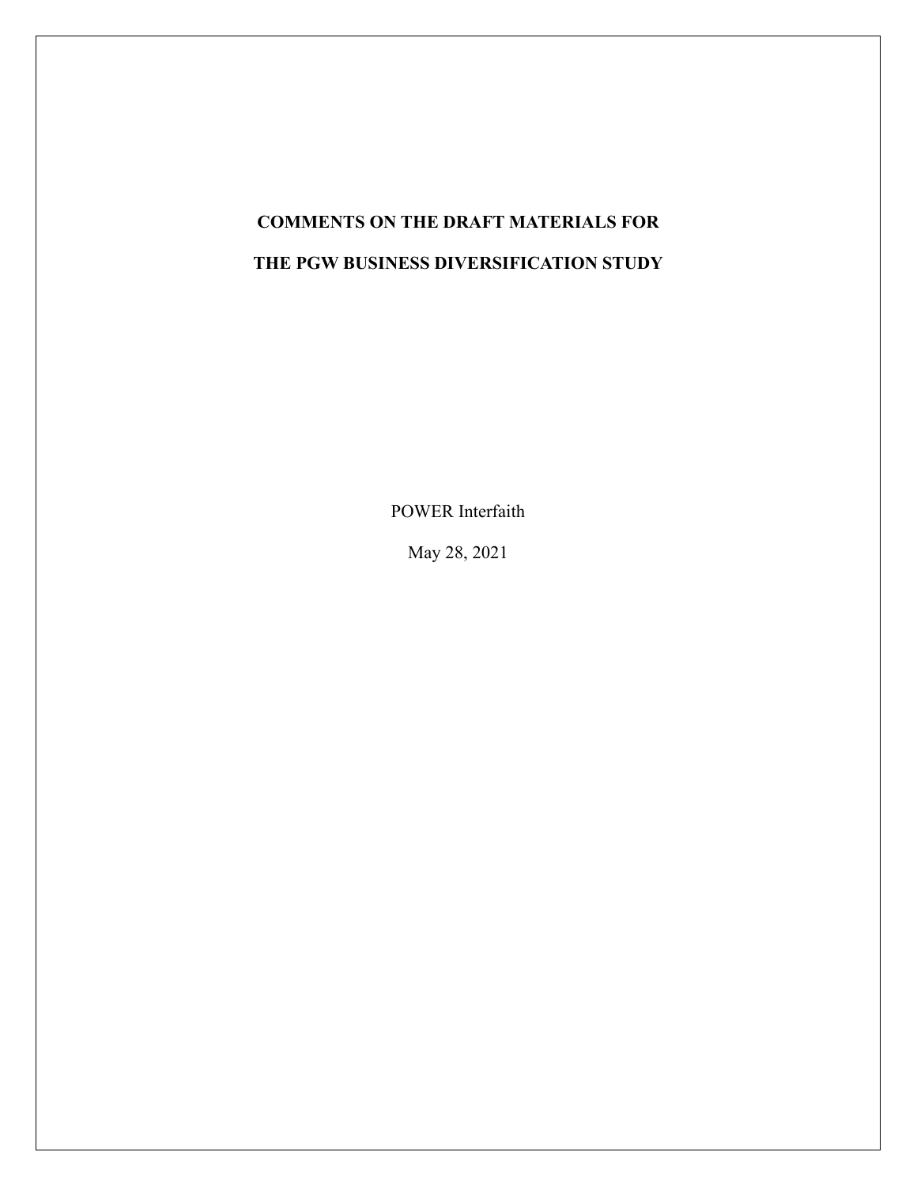# COMMENTS ON THE DRAFT MATERIALS FOR

# THE PGW BUSINESS DIVERSIFICATION STUDY

POWER Interfaith

May 28, 2021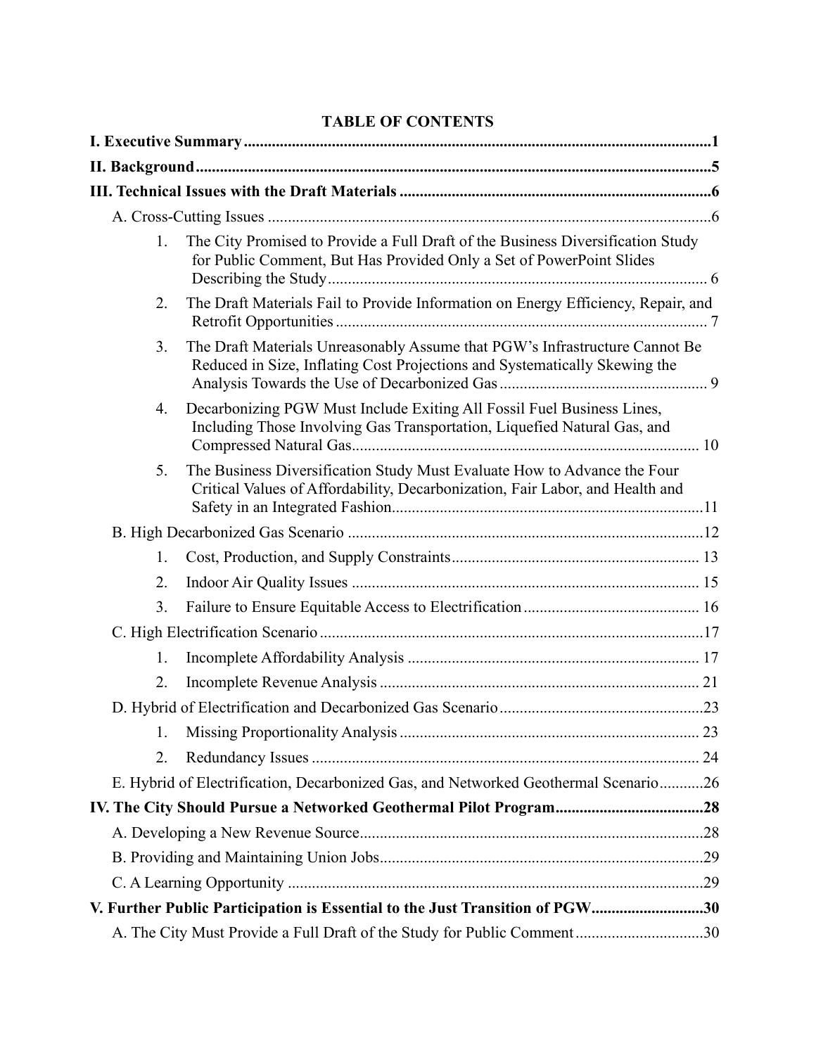**TABLE OF CONTENTS**

**I. Executive Summary** .................................................................................................................. **1**

**II. Background** ............................................................................................................................. **5**

**III. Technical Issues with the Draft Materials** ............................................................................ **6**

A. Cross-Cutting Issues ................................................................................................................... 6

1. The City Promised to Provide a Full Draft of the Business Diversification Study for Public Comment, But Has Provided Only a Set of PowerPoint Slides Describing the Study ................................................................................................ 6
2. The Draft Materials Fail to Provide Information on Energy Efficiency, Repair, and Retrofit Opportunities ............................................................................................. 7
3. The Draft Materials Unreasonably Assume that PGW's Infrastructure Cannot Be Reduced in Size, Inflating Cost Projections and Systematically Skewing the Analysis Towards the Use of Decarbonized Gas .................................................... 9
4. Decarbonizing PGW Must Include Exiting All Fossil Fuel Business Lines, Including Those Involving Gas Transportation, Liquefied Natural Gas, and Compressed Natural Gas ........................................................................................ 10
5. The Business Diversification Study Must Evaluate How to Advance the Four Critical Values of Affordability, Decarbonization, Fair Labor, and Health and Safety in an Integrated Fashion .............................................................................. 11

B. High Decarbonized Gas Scenario .............................................................................................. 12

1. Cost, Production, and Supply Constraints .............................................................. 13
2. Indoor Air Quality Issues ........................................................................................ 15
3. Failure to Ensure Equitable Access to Electrification ............................................ 16

C. High Electrification Scenario .................................................................................................... 17

1. Incomplete Affordability Analysis .......................................................................... 17
2. Incomplete Revenue Analysis ................................................................................. 21

D. Hybrid of Electrification and Decarbonized Gas Scenario ....................................................... 23

1. Missing Proportionality Analysis ............................................................................ 23
2. Redundancy Issues .................................................................................................. 24

E. Hybrid of Electrification, Decarbonized Gas, and Networked Geothermal Scenario ............... 26

**IV. The City Should Pursue a Networked Geothermal Pilot Program** ...................................... **28**

A. Developing a New Revenue Source .......................................................................................... 28

B. Providing and Maintaining Union Jobs ..................................................................................... 29

C. A Learning Opportunity ............................................................................................................ 29

**V. Further Public Participation is Essential to the Just Transition of PGW** ............................. **30**

A. The City Must Provide a Full Draft of the Study for Public Comment ..................................... 30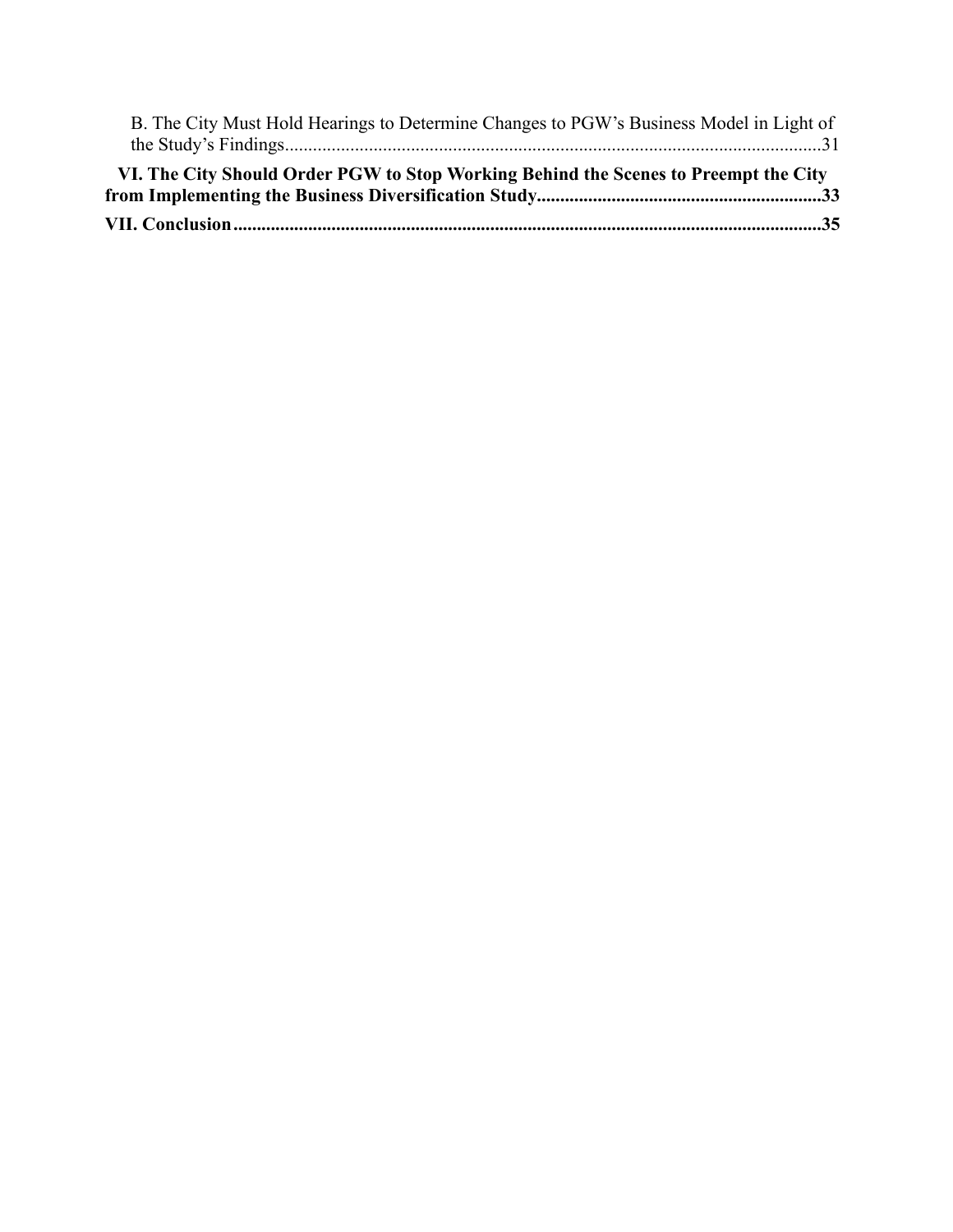B. The City Must Hold Hearings to Determine Changes to PGW's Business Model in Light of the Study's Findings....................................................................................................................31

**VI. The City Should Order PGW to Stop Working Behind the Scenes to Preempt the City from Implementing the Business Diversification Study.............................................................33**

**VII. Conclusion.............................................................................................................................35**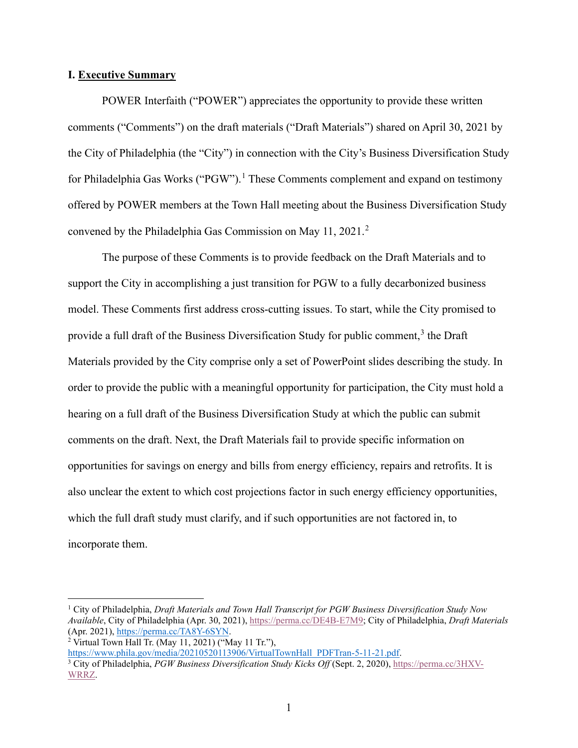## I. Executive Summary

POWER Interfaith ("POWER") appreciates the opportunity to provide these written comments ("Comments") on the draft materials ("Draft Materials") shared on April 30, 2021 by the City of Philadelphia (the "City") in connection with the City's Business Diversification Study for Philadelphia Gas Works ("PGW").[1] These Comments complement and expand on testimony offered by POWER members at the Town Hall meeting about the Business Diversification Study convened by the Philadelphia Gas Commission on May 11, 2021.[2]

The purpose of these Comments is to provide feedback on the Draft Materials and to support the City in accomplishing a just transition for PGW to a fully decarbonized business model. These Comments first address cross-cutting issues. To start, while the City promised to provide a full draft of the Business Diversification Study for public comment,[3] the Draft Materials provided by the City comprise only a set of PowerPoint slides describing the study. In order to provide the public with a meaningful opportunity for participation, the City must hold a hearing on a full draft of the Business Diversification Study at which the public can submit comments on the draft. Next, the Draft Materials fail to provide specific information on opportunities for savings on energy and bills from energy efficiency, repairs and retrofits. It is also unclear the extent to which cost projections factor in such energy efficiency opportunities, which the full draft study must clarify, and if such opportunities are not factored in, to incorporate them.

---

[1] City of Philadelphia, *Draft Materials and Town Hall Transcript for PGW Business Diversification Study Now Available*, City of Philadelphia (Apr. 30, 2021), https://perma.cc/DE4B-E7M9; City of Philadelphia, *Draft Materials* (Apr. 2021), https://perma.cc/TA8Y-6SYN.

[2] Virtual Town Hall Tr. (May 11, 2021) ("May 11 Tr."), https://www.phila.gov/media/20210520113906/VirtualTownHall_PDFTran-5-11-21.pdf.

[3] City of Philadelphia, *PGW Business Diversification Study Kicks Off* (Sept. 2, 2020), https://perma.cc/3HXV-WRRZ.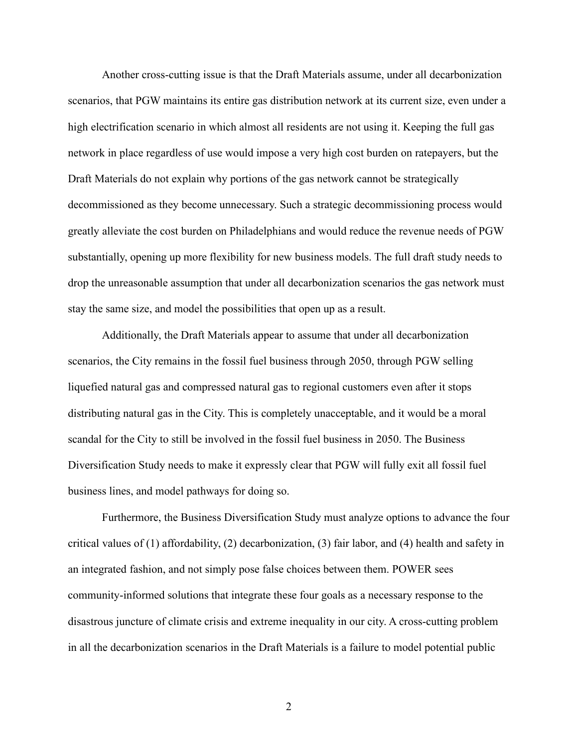Another cross-cutting issue is that the Draft Materials assume, under all decarbonization scenarios, that PGW maintains its entire gas distribution network at its current size, even under a high electrification scenario in which almost all residents are not using it. Keeping the full gas network in place regardless of use would impose a very high cost burden on ratepayers, but the Draft Materials do not explain why portions of the gas network cannot be strategically decommissioned as they become unnecessary. Such a strategic decommissioning process would greatly alleviate the cost burden on Philadelphians and would reduce the revenue needs of PGW substantially, opening up more flexibility for new business models. The full draft study needs to drop the unreasonable assumption that under all decarbonization scenarios the gas network must stay the same size, and model the possibilities that open up as a result.

Additionally, the Draft Materials appear to assume that under all decarbonization scenarios, the City remains in the fossil fuel business through 2050, through PGW selling liquefied natural gas and compressed natural gas to regional customers even after it stops distributing natural gas in the City. This is completely unacceptable, and it would be a moral scandal for the City to still be involved in the fossil fuel business in 2050. The Business Diversification Study needs to make it expressly clear that PGW will fully exit all fossil fuel business lines, and model pathways for doing so.

Furthermore, the Business Diversification Study must analyze options to advance the four critical values of (1) affordability, (2) decarbonization, (3) fair labor, and (4) health and safety in an integrated fashion, and not simply pose false choices between them. POWER sees community-informed solutions that integrate these four goals as a necessary response to the disastrous juncture of climate crisis and extreme inequality in our city. A cross-cutting problem in all the decarbonization scenarios in the Draft Materials is a failure to model potential public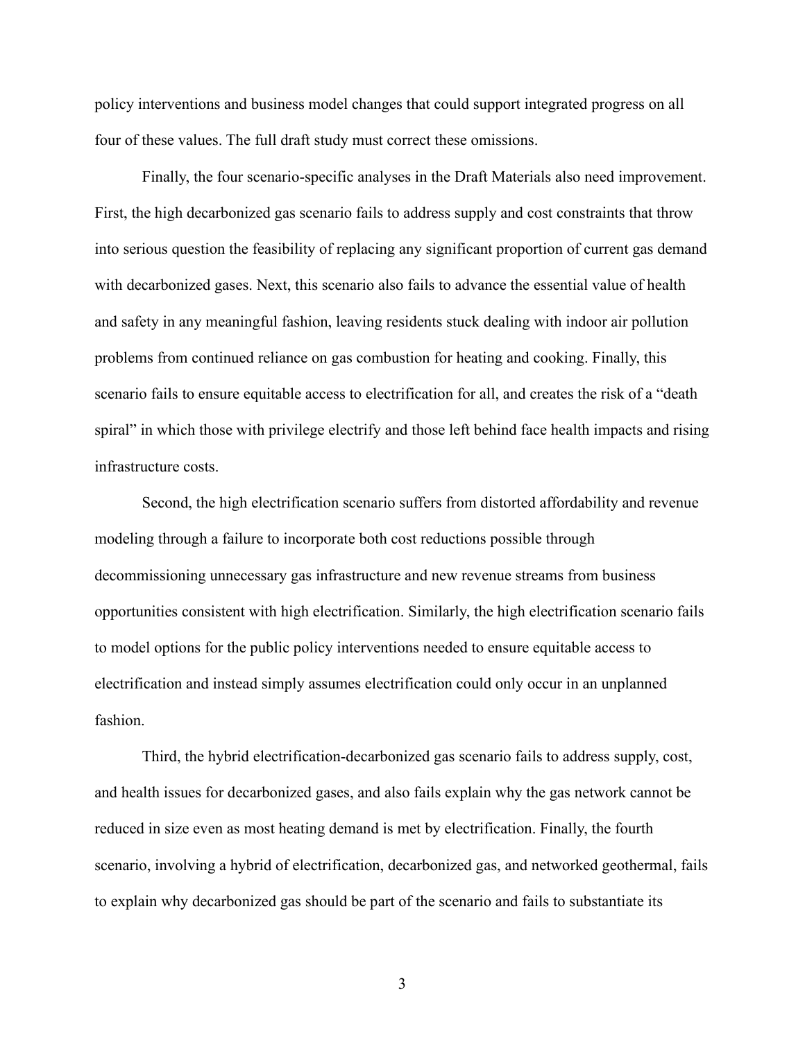policy interventions and business model changes that could support integrated progress on all four of these values. The full draft study must correct these omissions.

Finally, the four scenario-specific analyses in the Draft Materials also need improvement. First, the high decarbonized gas scenario fails to address supply and cost constraints that throw into serious question the feasibility of replacing any significant proportion of current gas demand with decarbonized gases. Next, this scenario also fails to advance the essential value of health and safety in any meaningful fashion, leaving residents stuck dealing with indoor air pollution problems from continued reliance on gas combustion for heating and cooking. Finally, this scenario fails to ensure equitable access to electrification for all, and creates the risk of a "death spiral" in which those with privilege electrify and those left behind face health impacts and rising infrastructure costs.

Second, the high electrification scenario suffers from distorted affordability and revenue modeling through a failure to incorporate both cost reductions possible through decommissioning unnecessary gas infrastructure and new revenue streams from business opportunities consistent with high electrification. Similarly, the high electrification scenario fails to model options for the public policy interventions needed to ensure equitable access to electrification and instead simply assumes electrification could only occur in an unplanned fashion.

Third, the hybrid electrification-decarbonized gas scenario fails to address supply, cost, and health issues for decarbonized gases, and also fails explain why the gas network cannot be reduced in size even as most heating demand is met by electrification. Finally, the fourth scenario, involving a hybrid of electrification, decarbonized gas, and networked geothermal, fails to explain why decarbonized gas should be part of the scenario and fails to substantiate its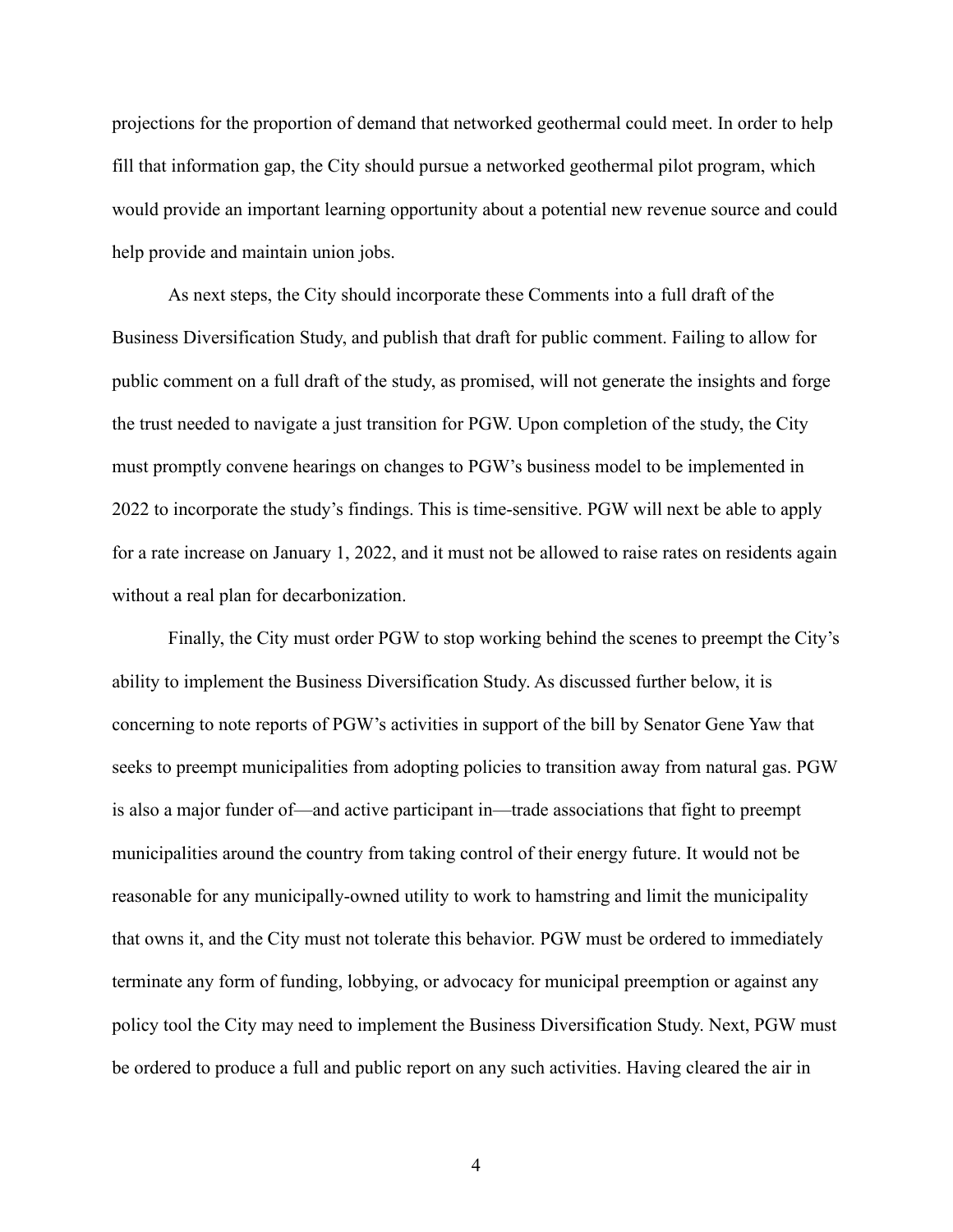projections for the proportion of demand that networked geothermal could meet. In order to help fill that information gap, the City should pursue a networked geothermal pilot program, which would provide an important learning opportunity about a potential new revenue source and could help provide and maintain union jobs.

As next steps, the City should incorporate these Comments into a full draft of the Business Diversification Study, and publish that draft for public comment. Failing to allow for public comment on a full draft of the study, as promised, will not generate the insights and forge the trust needed to navigate a just transition for PGW. Upon completion of the study, the City must promptly convene hearings on changes to PGW's business model to be implemented in 2022 to incorporate the study's findings. This is time-sensitive. PGW will next be able to apply for a rate increase on January 1, 2022, and it must not be allowed to raise rates on residents again without a real plan for decarbonization.

Finally, the City must order PGW to stop working behind the scenes to preempt the City's ability to implement the Business Diversification Study. As discussed further below, it is concerning to note reports of PGW's activities in support of the bill by Senator Gene Yaw that seeks to preempt municipalities from adopting policies to transition away from natural gas. PGW is also a major funder of—and active participant in—trade associations that fight to preempt municipalities around the country from taking control of their energy future. It would not be reasonable for any municipally-owned utility to work to hamstring and limit the municipality that owns it, and the City must not tolerate this behavior. PGW must be ordered to immediately terminate any form of funding, lobbying, or advocacy for municipal preemption or against any policy tool the City may need to implement the Business Diversification Study. Next, PGW must be ordered to produce a full and public report on any such activities. Having cleared the air in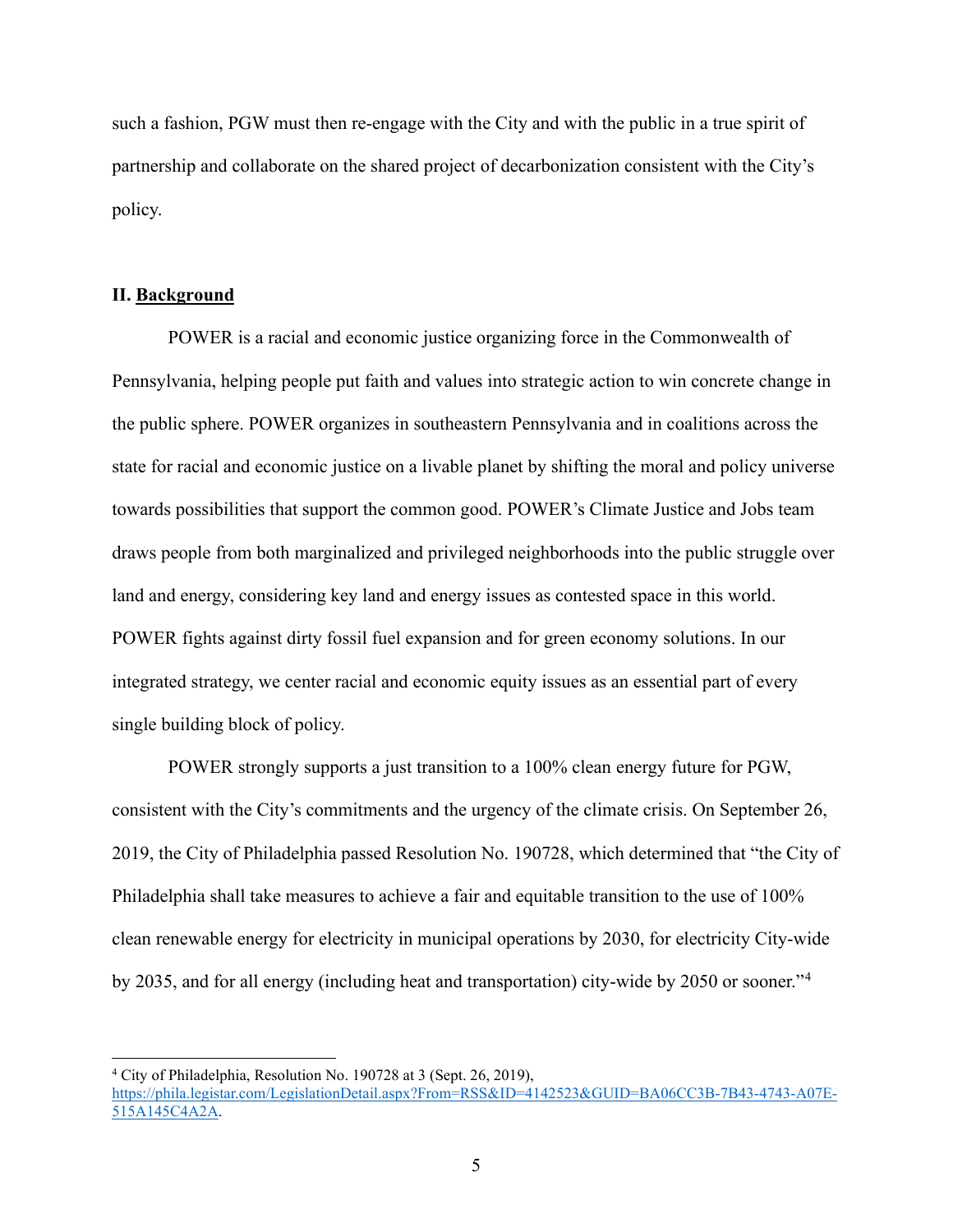such a fashion, PGW must then re-engage with the City and with the public in a true spirit of partnership and collaborate on the shared project of decarbonization consistent with the City's policy.

## II. **Background**

POWER is a racial and economic justice organizing force in the Commonwealth of Pennsylvania, helping people put faith and values into strategic action to win concrete change in the public sphere. POWER organizes in southeastern Pennsylvania and in coalitions across the state for racial and economic justice on a livable planet by shifting the moral and policy universe towards possibilities that support the common good. POWER's Climate Justice and Jobs team draws people from both marginalized and privileged neighborhoods into the public struggle over land and energy, considering key land and energy issues as contested space in this world. POWER fights against dirty fossil fuel expansion and for green economy solutions. In our integrated strategy, we center racial and economic equity issues as an essential part of every single building block of policy.

POWER strongly supports a just transition to a 100% clean energy future for PGW, consistent with the City's commitments and the urgency of the climate crisis. On September 26, 2019, the City of Philadelphia passed Resolution No. 190728, which determined that "the City of Philadelphia shall take measures to achieve a fair and equitable transition to the use of 100% clean renewable energy for electricity in municipal operations by 2030, for electricity City-wide by 2035, and for all energy (including heat and transportation) city-wide by 2050 or sooner."[4]

---

[4] City of Philadelphia, Resolution No. 190728 at 3 (Sept. 26, 2019), https://phila.legistar.com/LegislationDetail.aspx?From=RSS&ID=4142523&GUID=BA06CC3B-7B43-4743-A07E-515A145C4A2A.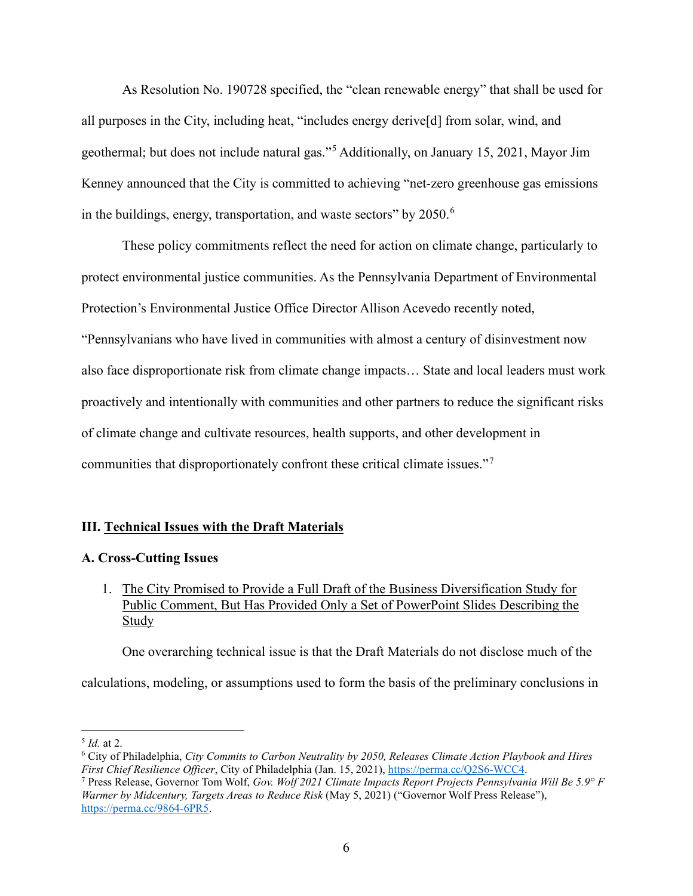As Resolution No. 190728 specified, the "clean renewable energy" that shall be used for all purposes in the City, including heat, "includes energy derive[d] from solar, wind, and geothermal; but does not include natural gas."[5] Additionally, on January 15, 2021, Mayor Jim Kenney announced that the City is committed to achieving "net-zero greenhouse gas emissions in the buildings, energy, transportation, and waste sectors" by 2050.[6]

These policy commitments reflect the need for action on climate change, particularly to protect environmental justice communities. As the Pennsylvania Department of Environmental Protection's Environmental Justice Office Director Allison Acevedo recently noted, "Pennsylvanians who have lived in communities with almost a century of disinvestment now also face disproportionate risk from climate change impacts… State and local leaders must work proactively and intentionally with communities and other partners to reduce the significant risks of climate change and cultivate resources, health supports, and other development in communities that disproportionately confront these critical climate issues."[7]

## III. <u>Technical Issues with the Draft Materials</u>

### A. Cross-Cutting Issues

1. <u>The City Promised to Provide a Full Draft of the Business Diversification Study for Public Comment, But Has Provided Only a Set of PowerPoint Slides Describing the Study</u>

One overarching technical issue is that the Draft Materials do not disclose much of the calculations, modeling, or assumptions used to form the basis of the preliminary conclusions in

---

[5] *Id.* at 2.

[6] City of Philadelphia, *City Commits to Carbon Neutrality by 2050, Releases Climate Action Playbook and Hires First Chief Resilience Officer*, City of Philadelphia (Jan. 15, 2021), https://perma.cc/Q2S6-WCC4.

[7] Press Release, Governor Tom Wolf, *Gov. Wolf 2021 Climate Impacts Report Projects Pennsylvania Will Be 5.9° F Warmer by Midcentury, Targets Areas to Reduce Risk* (May 5, 2021) ("Governor Wolf Press Release"), https://perma.cc/9864-6PR5.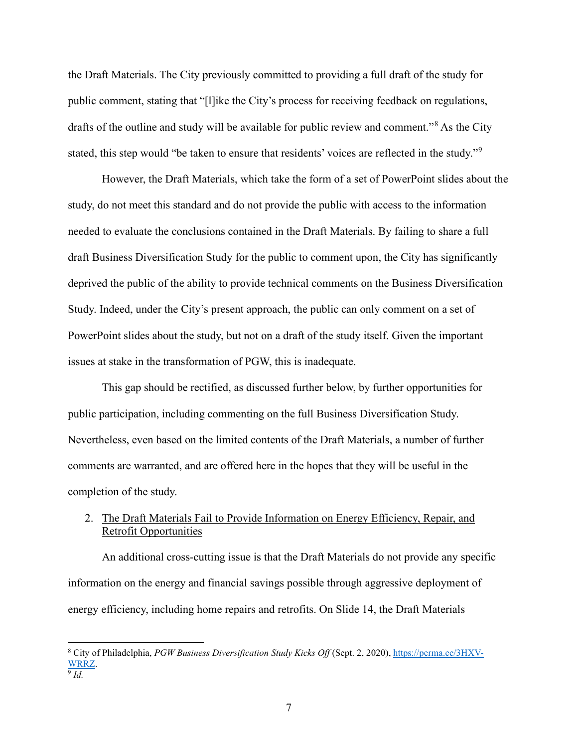the Draft Materials. The City previously committed to providing a full draft of the study for public comment, stating that "[l]ike the City's process for receiving feedback on regulations, drafts of the outline and study will be available for public review and comment."[8] As the City stated, this step would "be taken to ensure that residents' voices are reflected in the study."[9]

However, the Draft Materials, which take the form of a set of PowerPoint slides about the study, do not meet this standard and do not provide the public with access to the information needed to evaluate the conclusions contained in the Draft Materials. By failing to share a full draft Business Diversification Study for the public to comment upon, the City has significantly deprived the public of the ability to provide technical comments on the Business Diversification Study. Indeed, under the City's present approach, the public can only comment on a set of PowerPoint slides about the study, but not on a draft of the study itself. Given the important issues at stake in the transformation of PGW, this is inadequate.

This gap should be rectified, as discussed further below, by further opportunities for public participation, including commenting on the full Business Diversification Study. Nevertheless, even based on the limited contents of the Draft Materials, a number of further comments are warranted, and are offered here in the hopes that they will be useful in the completion of the study.

2. <u>The Draft Materials Fail to Provide Information on Energy Efficiency, Repair, and Retrofit Opportunities</u>

An additional cross-cutting issue is that the Draft Materials do not provide any specific information on the energy and financial savings possible through aggressive deployment of energy efficiency, including home repairs and retrofits. On Slide 14, the Draft Materials

---

[8] City of Philadelphia, *PGW Business Diversification Study Kicks Off* (Sept. 2, 2020), https://perma.cc/3HXV-WRRZ.

[9] *Id.*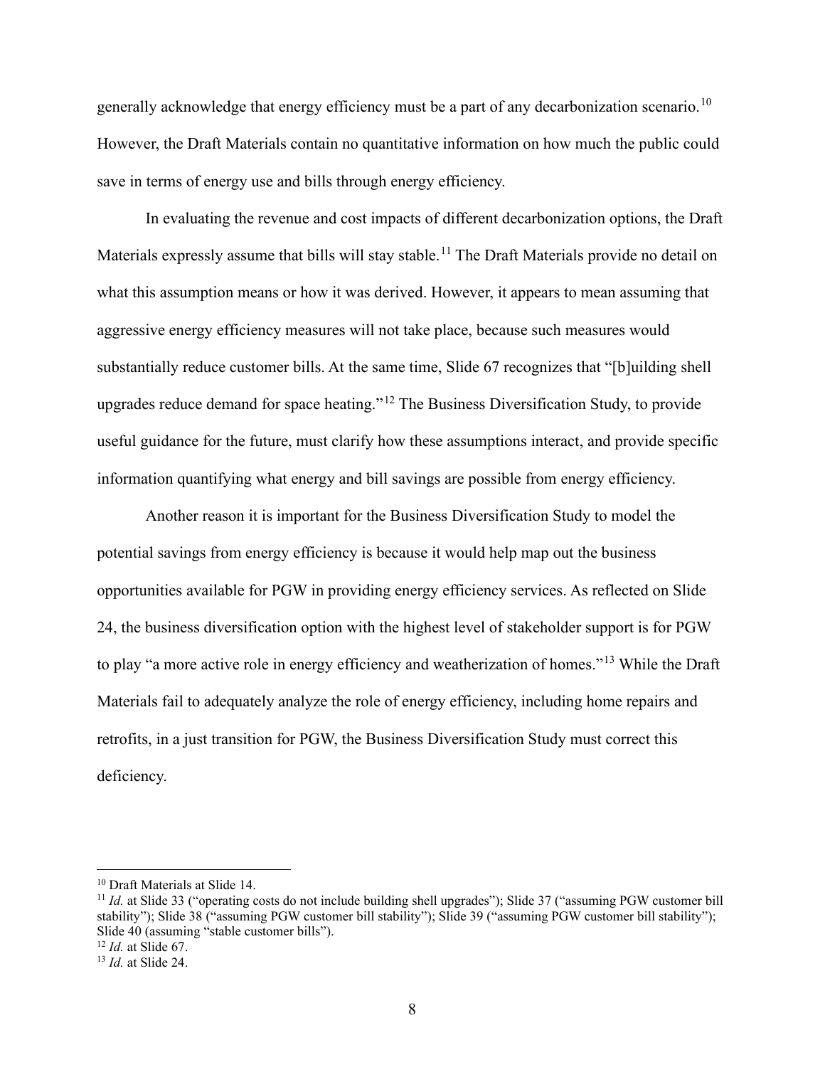generally acknowledge that energy efficiency must be a part of any decarbonization scenario.[10] However, the Draft Materials contain no quantitative information on how much the public could save in terms of energy use and bills through energy efficiency.

In evaluating the revenue and cost impacts of different decarbonization options, the Draft Materials expressly assume that bills will stay stable.[11] The Draft Materials provide no detail on what this assumption means or how it was derived. However, it appears to mean assuming that aggressive energy efficiency measures will not take place, because such measures would substantially reduce customer bills. At the same time, Slide 67 recognizes that "[b]uilding shell upgrades reduce demand for space heating."[12] The Business Diversification Study, to provide useful guidance for the future, must clarify how these assumptions interact, and provide specific information quantifying what energy and bill savings are possible from energy efficiency.

Another reason it is important for the Business Diversification Study to model the potential savings from energy efficiency is because it would help map out the business opportunities available for PGW in providing energy efficiency services. As reflected on Slide 24, the business diversification option with the highest level of stakeholder support is for PGW to play "a more active role in energy efficiency and weatherization of homes."[13] While the Draft Materials fail to adequately analyze the role of energy efficiency, including home repairs and retrofits, in a just transition for PGW, the Business Diversification Study must correct this deficiency.

---

[10] Draft Materials at Slide 14.

[11] *Id.* at Slide 33 ("operating costs do not include building shell upgrades"); Slide 37 ("assuming PGW customer bill stability"); Slide 38 ("assuming PGW customer bill stability"); Slide 39 ("assuming PGW customer bill stability"); Slide 40 (assuming "stable customer bills").

[12] *Id.* at Slide 67.

[13] *Id.* at Slide 24.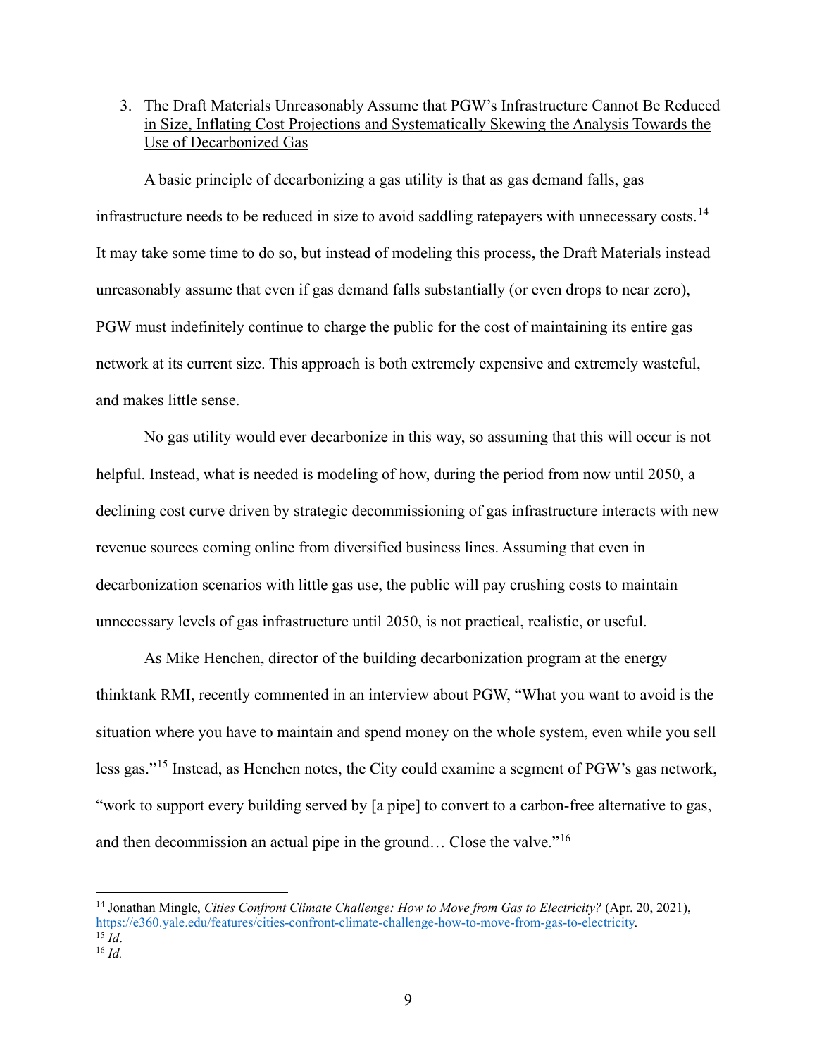3. The Draft Materials Unreasonably Assume that PGW's Infrastructure Cannot Be Reduced in Size, Inflating Cost Projections and Systematically Skewing the Analysis Towards the Use of Decarbonized Gas

A basic principle of decarbonizing a gas utility is that as gas demand falls, gas infrastructure needs to be reduced in size to avoid saddling ratepayers with unnecessary costs.[14] It may take some time to do so, but instead of modeling this process, the Draft Materials instead unreasonably assume that even if gas demand falls substantially (or even drops to near zero), PGW must indefinitely continue to charge the public for the cost of maintaining its entire gas network at its current size. This approach is both extremely expensive and extremely wasteful, and makes little sense.

No gas utility would ever decarbonize in this way, so assuming that this will occur is not helpful. Instead, what is needed is modeling of how, during the period from now until 2050, a declining cost curve driven by strategic decommissioning of gas infrastructure interacts with new revenue sources coming online from diversified business lines. Assuming that even in decarbonization scenarios with little gas use, the public will pay crushing costs to maintain unnecessary levels of gas infrastructure until 2050, is not practical, realistic, or useful.

As Mike Henchen, director of the building decarbonization program at the energy thinktank RMI, recently commented in an interview about PGW, "What you want to avoid is the situation where you have to maintain and spend money on the whole system, even while you sell less gas."[15] Instead, as Henchen notes, the City could examine a segment of PGW's gas network, "work to support every building served by [a pipe] to convert to a carbon-free alternative to gas, and then decommission an actual pipe in the ground… Close the valve."[16]

---

[14] Jonathan Mingle, *Cities Confront Climate Challenge: How to Move from Gas to Electricity?* (Apr. 20, 2021), https://e360.yale.edu/features/cities-confront-climate-challenge-how-to-move-from-gas-to-electricity.

[15] *Id*.

[16] *Id.*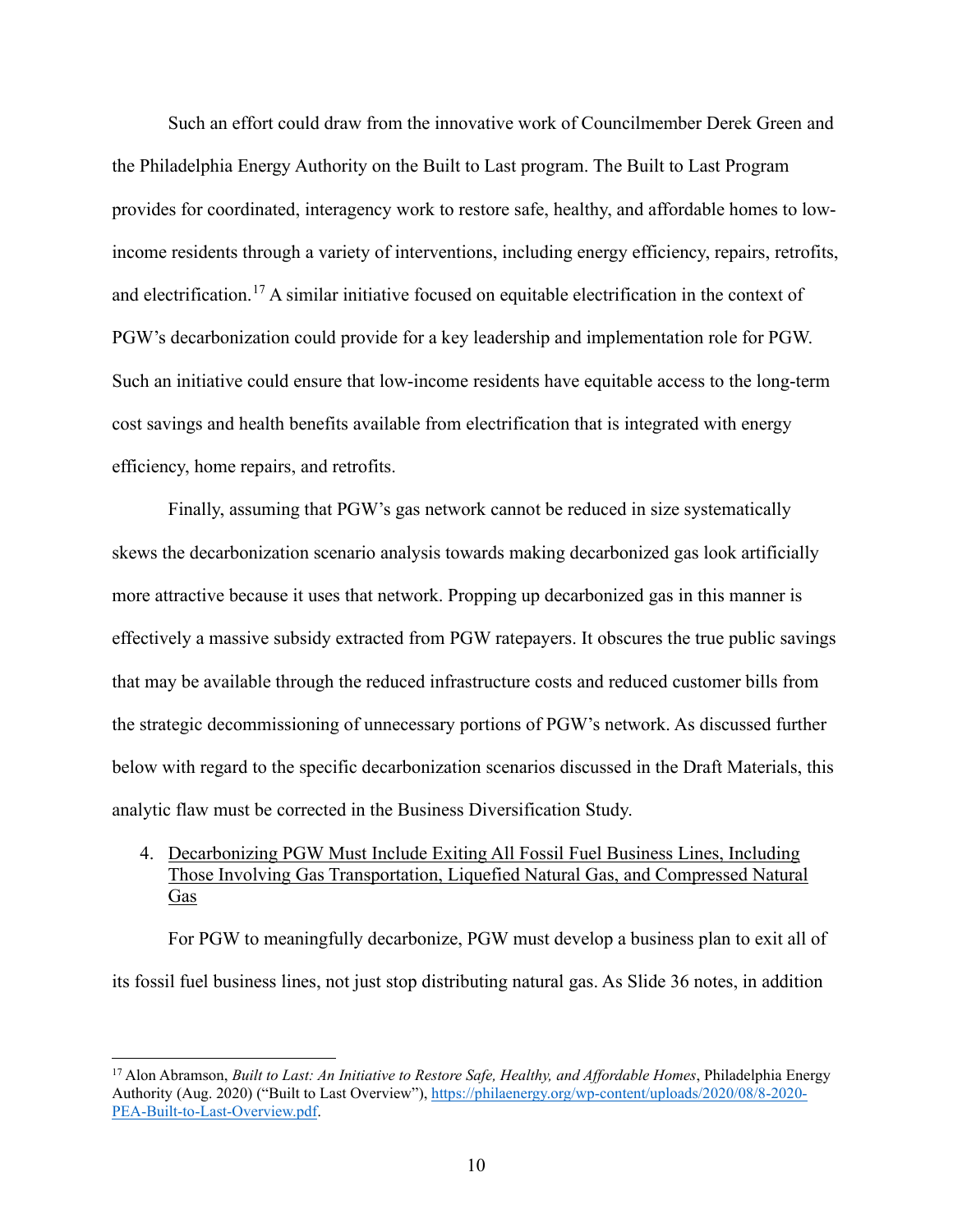Such an effort could draw from the innovative work of Councilmember Derek Green and the Philadelphia Energy Authority on the Built to Last program. The Built to Last Program provides for coordinated, interagency work to restore safe, healthy, and affordable homes to low-income residents through a variety of interventions, including energy efficiency, repairs, retrofits, and electrification.[17] A similar initiative focused on equitable electrification in the context of PGW's decarbonization could provide for a key leadership and implementation role for PGW. Such an initiative could ensure that low-income residents have equitable access to the long-term cost savings and health benefits available from electrification that is integrated with energy efficiency, home repairs, and retrofits.

Finally, assuming that PGW's gas network cannot be reduced in size systematically skews the decarbonization scenario analysis towards making decarbonized gas look artificially more attractive because it uses that network. Propping up decarbonized gas in this manner is effectively a massive subsidy extracted from PGW ratepayers. It obscures the true public savings that may be available through the reduced infrastructure costs and reduced customer bills from the strategic decommissioning of unnecessary portions of PGW's network. As discussed further below with regard to the specific decarbonization scenarios discussed in the Draft Materials, this analytic flaw must be corrected in the Business Diversification Study.

4. <u>Decarbonizing PGW Must Include Exiting All Fossil Fuel Business Lines, Including Those Involving Gas Transportation, Liquefied Natural Gas, and Compressed Natural Gas</u>

For PGW to meaningfully decarbonize, PGW must develop a business plan to exit all of its fossil fuel business lines, not just stop distributing natural gas. As Slide 36 notes, in addition

---

[17] Alon Abramson, *Built to Last: An Initiative to Restore Safe, Healthy, and Affordable Homes*, Philadelphia Energy Authority (Aug. 2020) ("Built to Last Overview"), https://philaenergy.org/wp-content/uploads/2020/08/8-2020-PEA-Built-to-Last-Overview.pdf.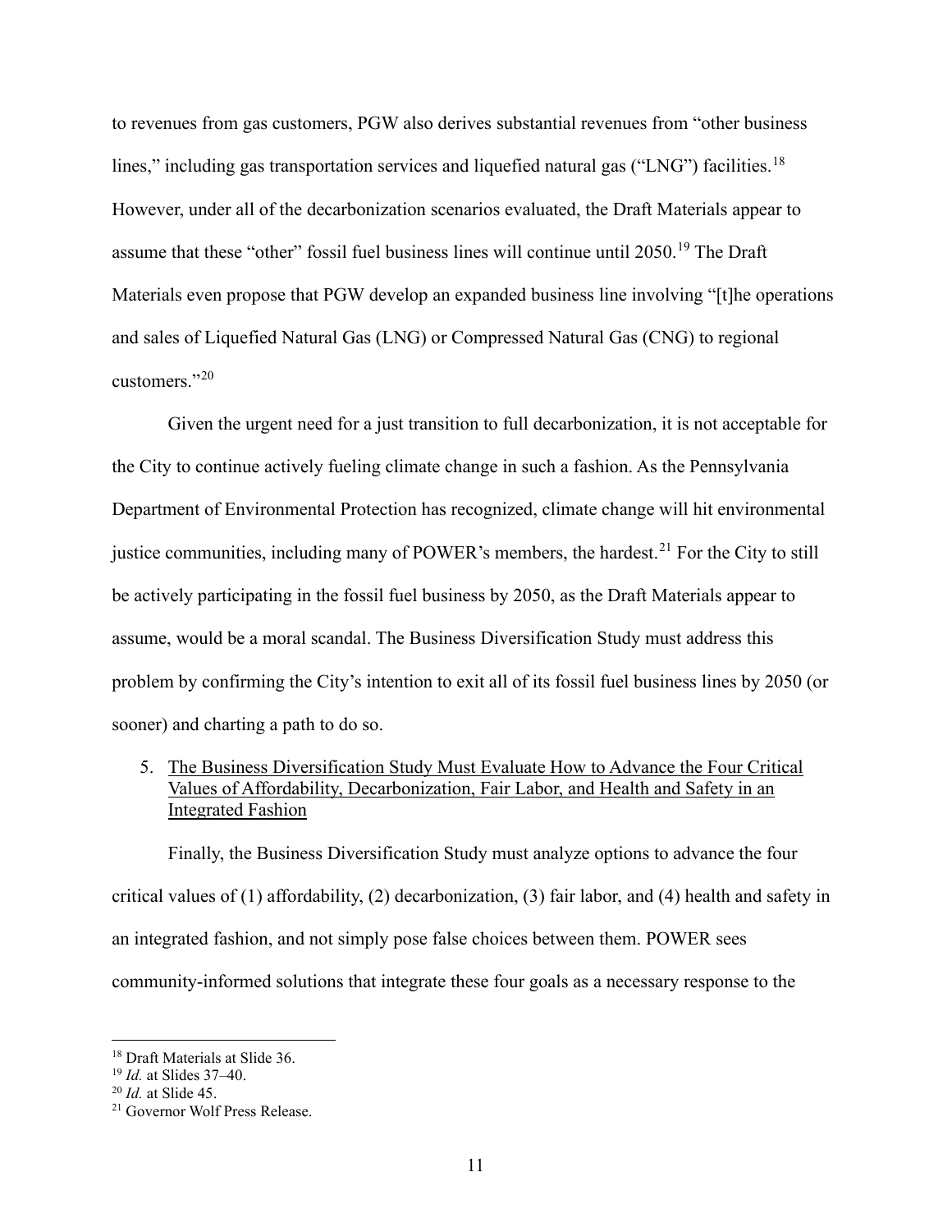to revenues from gas customers, PGW also derives substantial revenues from "other business lines," including gas transportation services and liquefied natural gas ("LNG") facilities.[18] However, under all of the decarbonization scenarios evaluated, the Draft Materials appear to assume that these "other" fossil fuel business lines will continue until 2050.[19] The Draft Materials even propose that PGW develop an expanded business line involving "[t]he operations and sales of Liquefied Natural Gas (LNG) or Compressed Natural Gas (CNG) to regional customers."[20]

Given the urgent need for a just transition to full decarbonization, it is not acceptable for the City to continue actively fueling climate change in such a fashion. As the Pennsylvania Department of Environmental Protection has recognized, climate change will hit environmental justice communities, including many of POWER's members, the hardest.[21] For the City to still be actively participating in the fossil fuel business by 2050, as the Draft Materials appear to assume, would be a moral scandal. The Business Diversification Study must address this problem by confirming the City's intention to exit all of its fossil fuel business lines by 2050 (or sooner) and charting a path to do so.

5. <u>The Business Diversification Study Must Evaluate How to Advance the Four Critical Values of Affordability, Decarbonization, Fair Labor, and Health and Safety in an Integrated Fashion</u>

Finally, the Business Diversification Study must analyze options to advance the four critical values of (1) affordability, (2) decarbonization, (3) fair labor, and (4) health and safety in an integrated fashion, and not simply pose false choices between them. POWER sees community-informed solutions that integrate these four goals as a necessary response to the

---

[18] Draft Materials at Slide 36.

[19] *Id.* at Slides 37–40.

[20] *Id.* at Slide 45.

[21] Governor Wolf Press Release.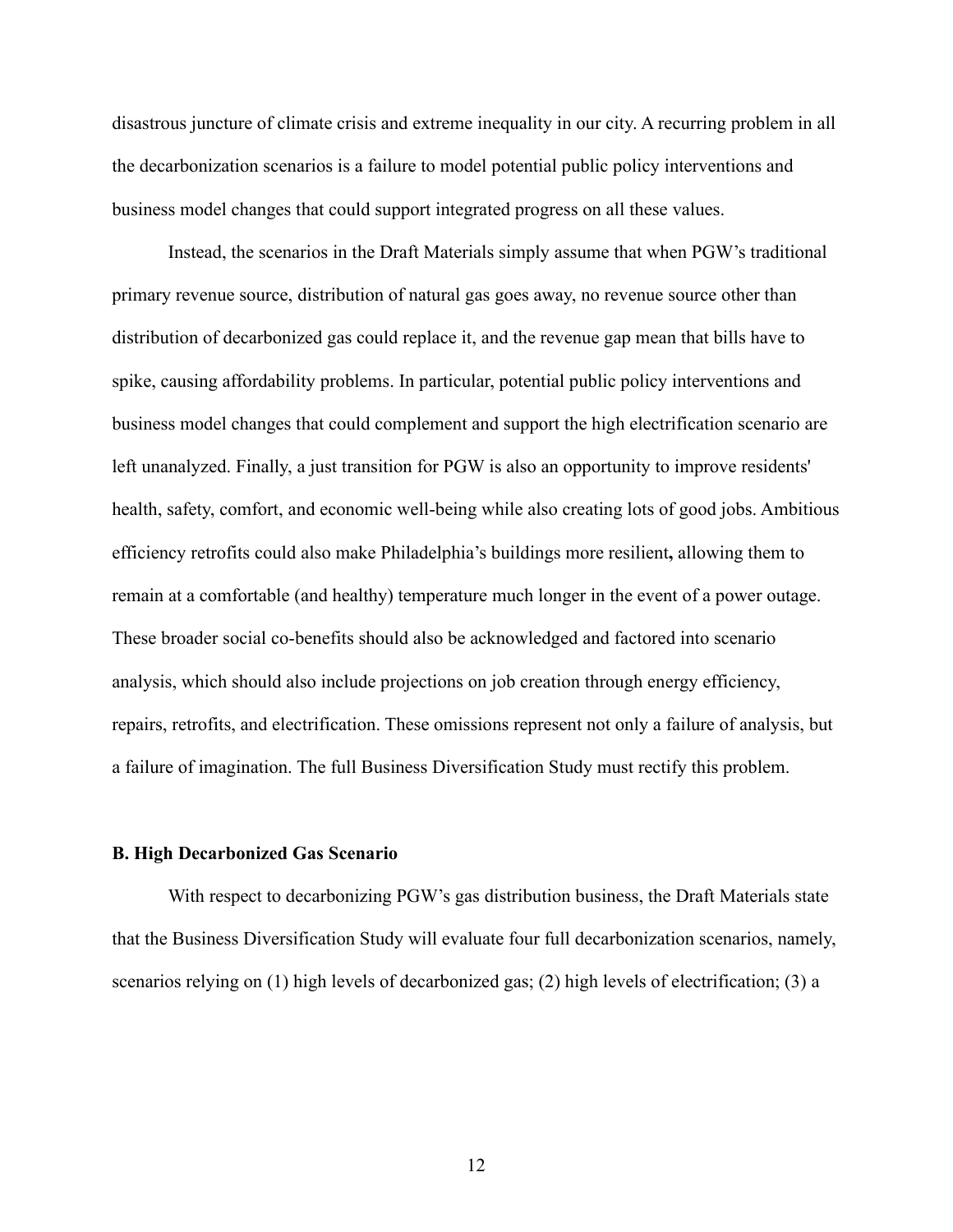disastrous juncture of climate crisis and extreme inequality in our city. A recurring problem in all the decarbonization scenarios is a failure to model potential public policy interventions and business model changes that could support integrated progress on all these values.

Instead, the scenarios in the Draft Materials simply assume that when PGW's traditional primary revenue source, distribution of natural gas goes away, no revenue source other than distribution of decarbonized gas could replace it, and the revenue gap mean that bills have to spike, causing affordability problems. In particular, potential public policy interventions and business model changes that could complement and support the high electrification scenario are left unanalyzed. Finally, a just transition for PGW is also an opportunity to improve residents' health, safety, comfort, and economic well-being while also creating lots of good jobs. Ambitious efficiency retrofits could also make Philadelphia's buildings more resilient**,** allowing them to remain at a comfortable (and healthy) temperature much longer in the event of a power outage. These broader social co-benefits should also be acknowledged and factored into scenario analysis, which should also include projections on job creation through energy efficiency, repairs, retrofits, and electrification. These omissions represent not only a failure of analysis, but a failure of imagination. The full Business Diversification Study must rectify this problem.

**B. High Decarbonized Gas Scenario**

With respect to decarbonizing PGW's gas distribution business, the Draft Materials state that the Business Diversification Study will evaluate four full decarbonization scenarios, namely, scenarios relying on (1) high levels of decarbonized gas; (2) high levels of electrification; (3) a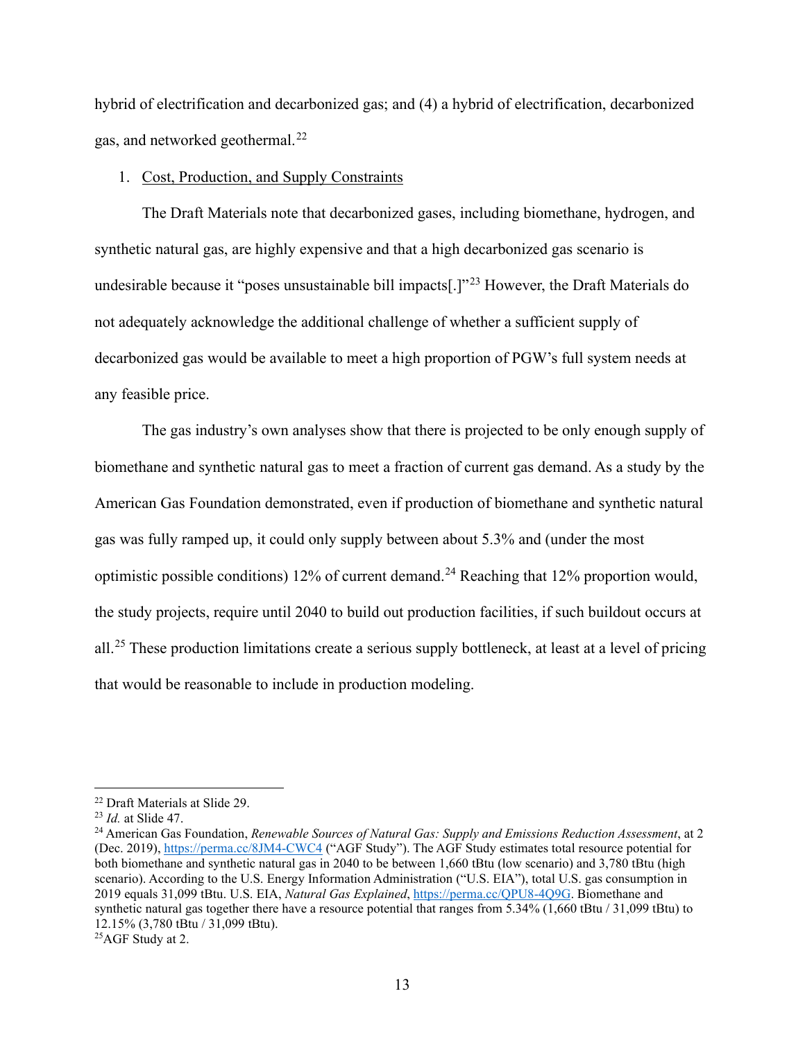hybrid of electrification and decarbonized gas; and (4) a hybrid of electrification, decarbonized gas, and networked geothermal.[22]

1. Cost, Production, and Supply Constraints

The Draft Materials note that decarbonized gases, including biomethane, hydrogen, and synthetic natural gas, are highly expensive and that a high decarbonized gas scenario is undesirable because it "poses unsustainable bill impacts[.]"[23] However, the Draft Materials do not adequately acknowledge the additional challenge of whether a sufficient supply of decarbonized gas would be available to meet a high proportion of PGW's full system needs at any feasible price.

The gas industry's own analyses show that there is projected to be only enough supply of biomethane and synthetic natural gas to meet a fraction of current gas demand. As a study by the American Gas Foundation demonstrated, even if production of biomethane and synthetic natural gas was fully ramped up, it could only supply between about 5.3% and (under the most optimistic possible conditions) 12% of current demand.[24] Reaching that 12% proportion would, the study projects, require until 2040 to build out production facilities, if such buildout occurs at all.[25] These production limitations create a serious supply bottleneck, at least at a level of pricing that would be reasonable to include in production modeling.

---

[22] Draft Materials at Slide 29.

[23] *Id.* at Slide 47.

[24] American Gas Foundation, *Renewable Sources of Natural Gas: Supply and Emissions Reduction Assessment*, at 2 (Dec. 2019), https://perma.cc/8JM4-CWC4 ("AGF Study"). The AGF Study estimates total resource potential for both biomethane and synthetic natural gas in 2040 to be between 1,660 tBtu (low scenario) and 3,780 tBtu (high scenario). According to the U.S. Energy Information Administration ("U.S. EIA"), total U.S. gas consumption in 2019 equals 31,099 tBtu. U.S. EIA, *Natural Gas Explained*, https://perma.cc/QPU8-4Q9G. Biomethane and synthetic natural gas together there have a resource potential that ranges from 5.34% (1,660 tBtu / 31,099 tBtu) to 12.15% (3,780 tBtu / 31,099 tBtu).

[25] AGF Study at 2.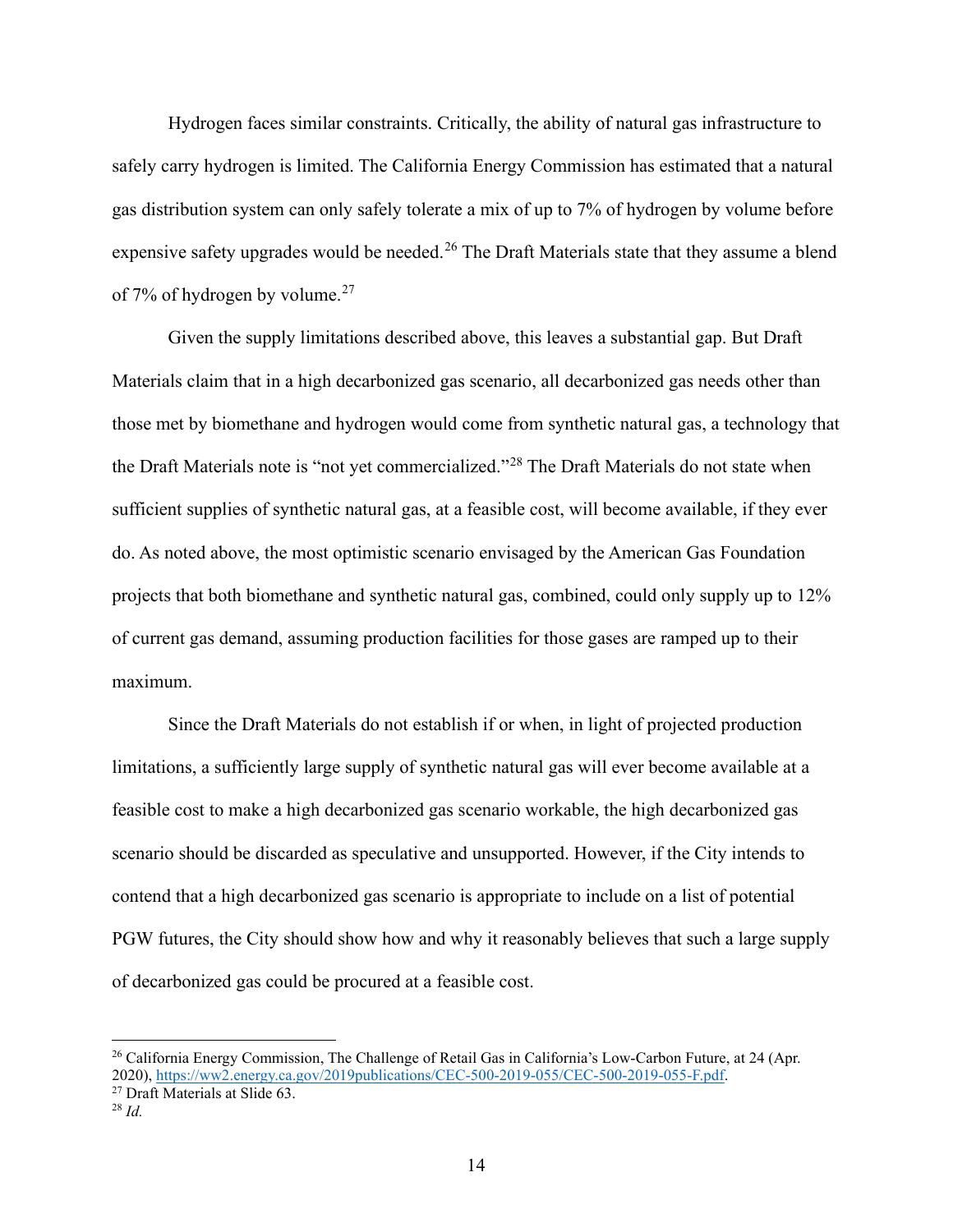Hydrogen faces similar constraints. Critically, the ability of natural gas infrastructure to safely carry hydrogen is limited. The California Energy Commission has estimated that a natural gas distribution system can only safely tolerate a mix of up to 7% of hydrogen by volume before expensive safety upgrades would be needed.[26] The Draft Materials state that they assume a blend of 7% of hydrogen by volume.[27]

Given the supply limitations described above, this leaves a substantial gap. But Draft Materials claim that in a high decarbonized gas scenario, all decarbonized gas needs other than those met by biomethane and hydrogen would come from synthetic natural gas, a technology that the Draft Materials note is "not yet commercialized."[28] The Draft Materials do not state when sufficient supplies of synthetic natural gas, at a feasible cost, will become available, if they ever do. As noted above, the most optimistic scenario envisaged by the American Gas Foundation projects that both biomethane and synthetic natural gas, combined, could only supply up to 12% of current gas demand, assuming production facilities for those gases are ramped up to their maximum.

Since the Draft Materials do not establish if or when, in light of projected production limitations, a sufficiently large supply of synthetic natural gas will ever become available at a feasible cost to make a high decarbonized gas scenario workable, the high decarbonized gas scenario should be discarded as speculative and unsupported. However, if the City intends to contend that a high decarbonized gas scenario is appropriate to include on a list of potential PGW futures, the City should show how and why it reasonably believes that such a large supply of decarbonized gas could be procured at a feasible cost.

---

[26] California Energy Commission, The Challenge of Retail Gas in California's Low-Carbon Future, at 24 (Apr. 2020), https://ww2.energy.ca.gov/2019publications/CEC-500-2019-055/CEC-500-2019-055-F.pdf.

[27] Draft Materials at Slide 63.

[28] *Id.*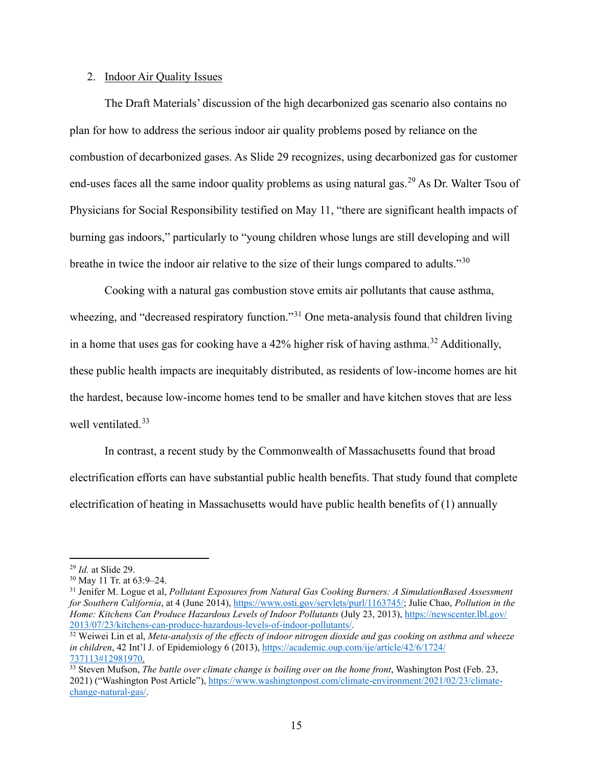2. Indoor Air Quality Issues

The Draft Materials' discussion of the high decarbonized gas scenario also contains no plan for how to address the serious indoor air quality problems posed by reliance on the combustion of decarbonized gases. As Slide 29 recognizes, using decarbonized gas for customer end-uses faces all the same indoor quality problems as using natural gas.[29] As Dr. Walter Tsou of Physicians for Social Responsibility testified on May 11, "there are significant health impacts of burning gas indoors," particularly to "young children whose lungs are still developing and will breathe in twice the indoor air relative to the size of their lungs compared to adults."[30]

Cooking with a natural gas combustion stove emits air pollutants that cause asthma, wheezing, and "decreased respiratory function."[31] One meta-analysis found that children living in a home that uses gas for cooking have a 42% higher risk of having asthma.[32] Additionally, these public health impacts are inequitably distributed, as residents of low-income homes are hit the hardest, because low-income homes tend to be smaller and have kitchen stoves that are less well ventilated.[33]

In contrast, a recent study by the Commonwealth of Massachusetts found that broad electrification efforts can have substantial public health benefits. That study found that complete electrification of heating in Massachusetts would have public health benefits of (1) annually

---

[29] *Id.* at Slide 29.

[30] May 11 Tr. at 63:9–24.

[31] Jenifer M. Logue et al, *Pollutant Exposures from Natural Gas Cooking Burners: A SimulationBased Assessment for Southern California*, at 4 (June 2014), https://www.osti.gov/servlets/purl/1163745/; Julie Chao, *Pollution in the Home: Kitchens Can Produce Hazardous Levels of Indoor Pollutants* (July 23, 2013), https://newscenter.lbl.gov/2013/07/23/kitchens-can-produce-hazardous-levels-of-indoor-pollutants/.

[32] Weiwei Lin et al, *Meta-analysis of the effects of indoor nitrogen dioxide and gas cooking on asthma and wheeze in children*, 42 Int'l J. of Epidemiology 6 (2013), https://academic.oup.com/ije/article/42/6/1724/737113#12981970.

[33] Steven Mufson, *The battle over climate change is boiling over on the home front*, Washington Post (Feb. 23, 2021) ("Washington Post Article"), https://www.washingtonpost.com/climate-environment/2021/02/23/climate-change-natural-gas/.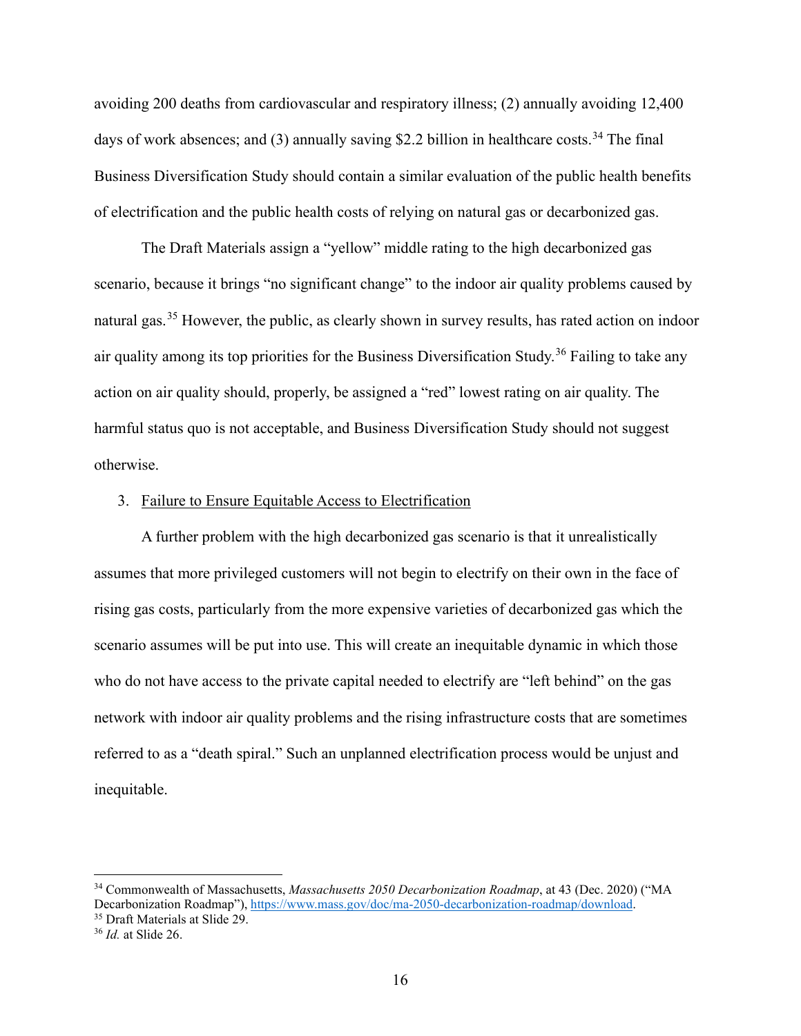avoiding 200 deaths from cardiovascular and respiratory illness; (2) annually avoiding 12,400 days of work absences; and (3) annually saving $2.2 billion in healthcare costs.[34] The final Business Diversification Study should contain a similar evaluation of the public health benefits of electrification and the public health costs of relying on natural gas or decarbonized gas.

The Draft Materials assign a "yellow" middle rating to the high decarbonized gas scenario, because it brings "no significant change" to the indoor air quality problems caused by natural gas.[35] However, the public, as clearly shown in survey results, has rated action on indoor air quality among its top priorities for the Business Diversification Study.[36] Failing to take any action on air quality should, properly, be assigned a "red" lowest rating on air quality. The harmful status quo is not acceptable, and Business Diversification Study should not suggest otherwise.

3. <u>Failure to Ensure Equitable Access to Electrification</u>

A further problem with the high decarbonized gas scenario is that it unrealistically assumes that more privileged customers will not begin to electrify on their own in the face of rising gas costs, particularly from the more expensive varieties of decarbonized gas which the scenario assumes will be put into use. This will create an inequitable dynamic in which those who do not have access to the private capital needed to electrify are "left behind" on the gas network with indoor air quality problems and the rising infrastructure costs that are sometimes referred to as a "death spiral." Such an unplanned electrification process would be unjust and inequitable.

---

[34] Commonwealth of Massachusetts, *Massachusetts 2050 Decarbonization Roadmap*, at 43 (Dec. 2020) ("MA Decarbonization Roadmap"), https://www.mass.gov/doc/ma-2050-decarbonization-roadmap/download.

[35] Draft Materials at Slide 29.

[36] *Id.* at Slide 26.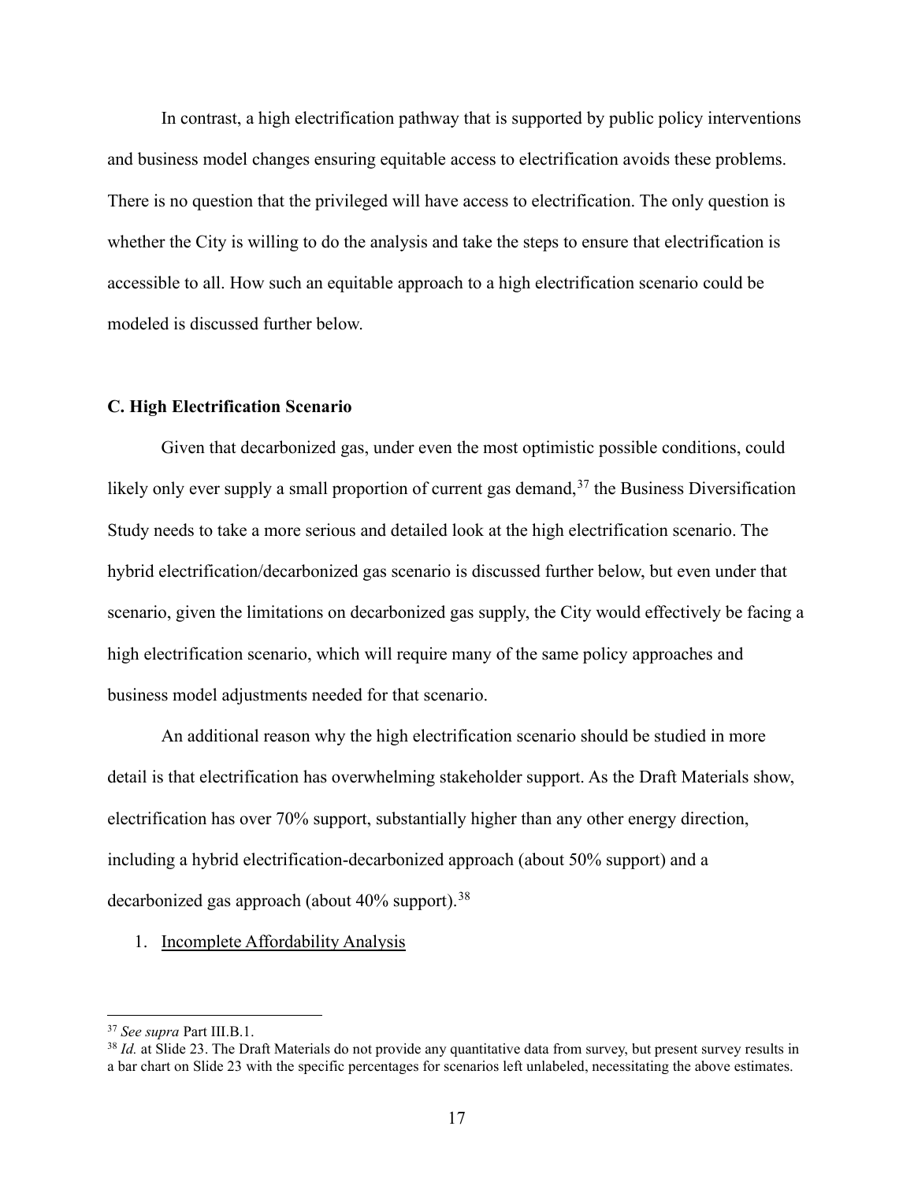In contrast, a high electrification pathway that is supported by public policy interventions and business model changes ensuring equitable access to electrification avoids these problems. There is no question that the privileged will have access to electrification. The only question is whether the City is willing to do the analysis and take the steps to ensure that electrification is accessible to all. How such an equitable approach to a high electrification scenario could be modeled is discussed further below.

### C. High Electrification Scenario

Given that decarbonized gas, under even the most optimistic possible conditions, could likely only ever supply a small proportion of current gas demand,[37] the Business Diversification Study needs to take a more serious and detailed look at the high electrification scenario. The hybrid electrification/decarbonized gas scenario is discussed further below, but even under that scenario, given the limitations on decarbonized gas supply, the City would effectively be facing a high electrification scenario, which will require many of the same policy approaches and business model adjustments needed for that scenario.

An additional reason why the high electrification scenario should be studied in more detail is that electrification has overwhelming stakeholder support. As the Draft Materials show, electrification has over 70% support, substantially higher than any other energy direction, including a hybrid electrification-decarbonized approach (about 50% support) and a decarbonized gas approach (about 40% support).[38]

1. Incomplete Affordability Analysis

[37] *See supra* Part III.B.1.

[38] *Id.* at Slide 23. The Draft Materials do not provide any quantitative data from survey, but present survey results in a bar chart on Slide 23 with the specific percentages for scenarios left unlabeled, necessitating the above estimates.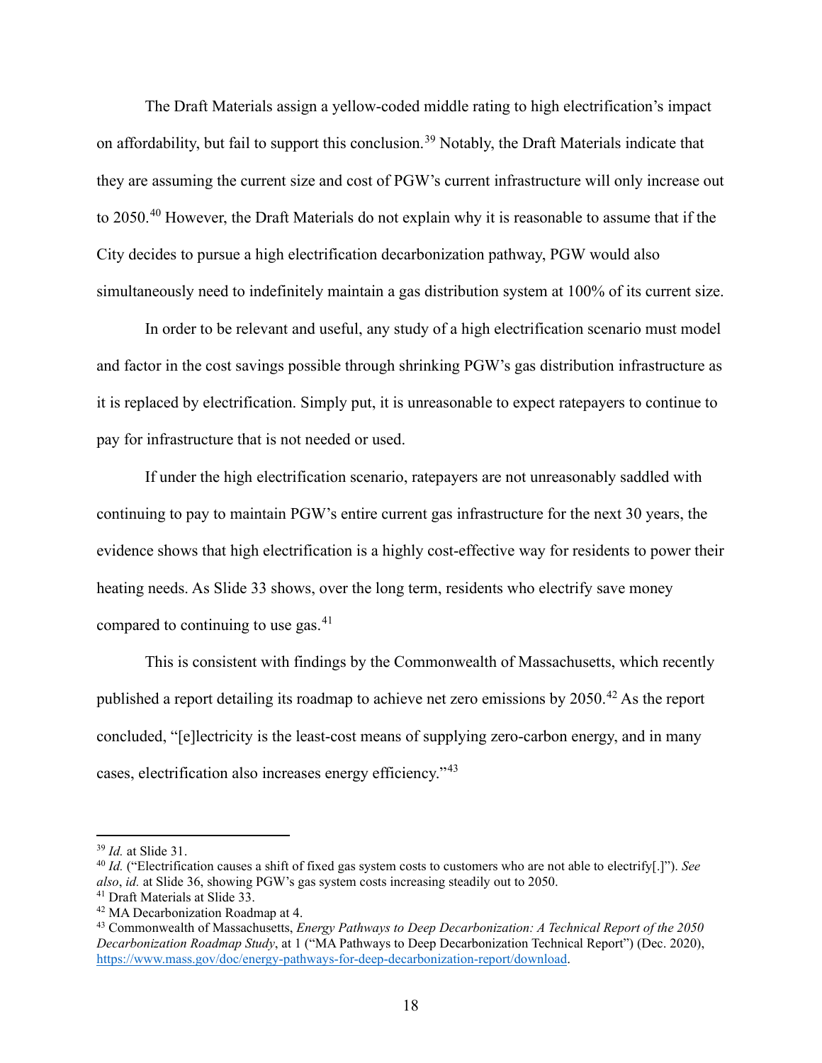The Draft Materials assign a yellow-coded middle rating to high electrification's impact on affordability, but fail to support this conclusion.[39] Notably, the Draft Materials indicate that they are assuming the current size and cost of PGW's current infrastructure will only increase out to 2050.[40] However, the Draft Materials do not explain why it is reasonable to assume that if the City decides to pursue a high electrification decarbonization pathway, PGW would also simultaneously need to indefinitely maintain a gas distribution system at 100% of its current size.

In order to be relevant and useful, any study of a high electrification scenario must model and factor in the cost savings possible through shrinking PGW's gas distribution infrastructure as it is replaced by electrification. Simply put, it is unreasonable to expect ratepayers to continue to pay for infrastructure that is not needed or used.

If under the high electrification scenario, ratepayers are not unreasonably saddled with continuing to pay to maintain PGW's entire current gas infrastructure for the next 30 years, the evidence shows that high electrification is a highly cost-effective way for residents to power their heating needs. As Slide 33 shows, over the long term, residents who electrify save money compared to continuing to use gas.[41]

This is consistent with findings by the Commonwealth of Massachusetts, which recently published a report detailing its roadmap to achieve net zero emissions by 2050.[42] As the report concluded, "[e]lectricity is the least-cost means of supplying zero-carbon energy, and in many cases, electrification also increases energy efficiency."[43]

---

[39] *Id.* at Slide 31.

[40] *Id.* ("Electrification causes a shift of fixed gas system costs to customers who are not able to electrify[.]"). *See also*, *id.* at Slide 36, showing PGW's gas system costs increasing steadily out to 2050.

[41] Draft Materials at Slide 33.

[42] MA Decarbonization Roadmap at 4.

[43] Commonwealth of Massachusetts, *Energy Pathways to Deep Decarbonization: A Technical Report of the 2050 Decarbonization Roadmap Study*, at 1 ("MA Pathways to Deep Decarbonization Technical Report") (Dec. 2020), https://www.mass.gov/doc/energy-pathways-for-deep-decarbonization-report/download.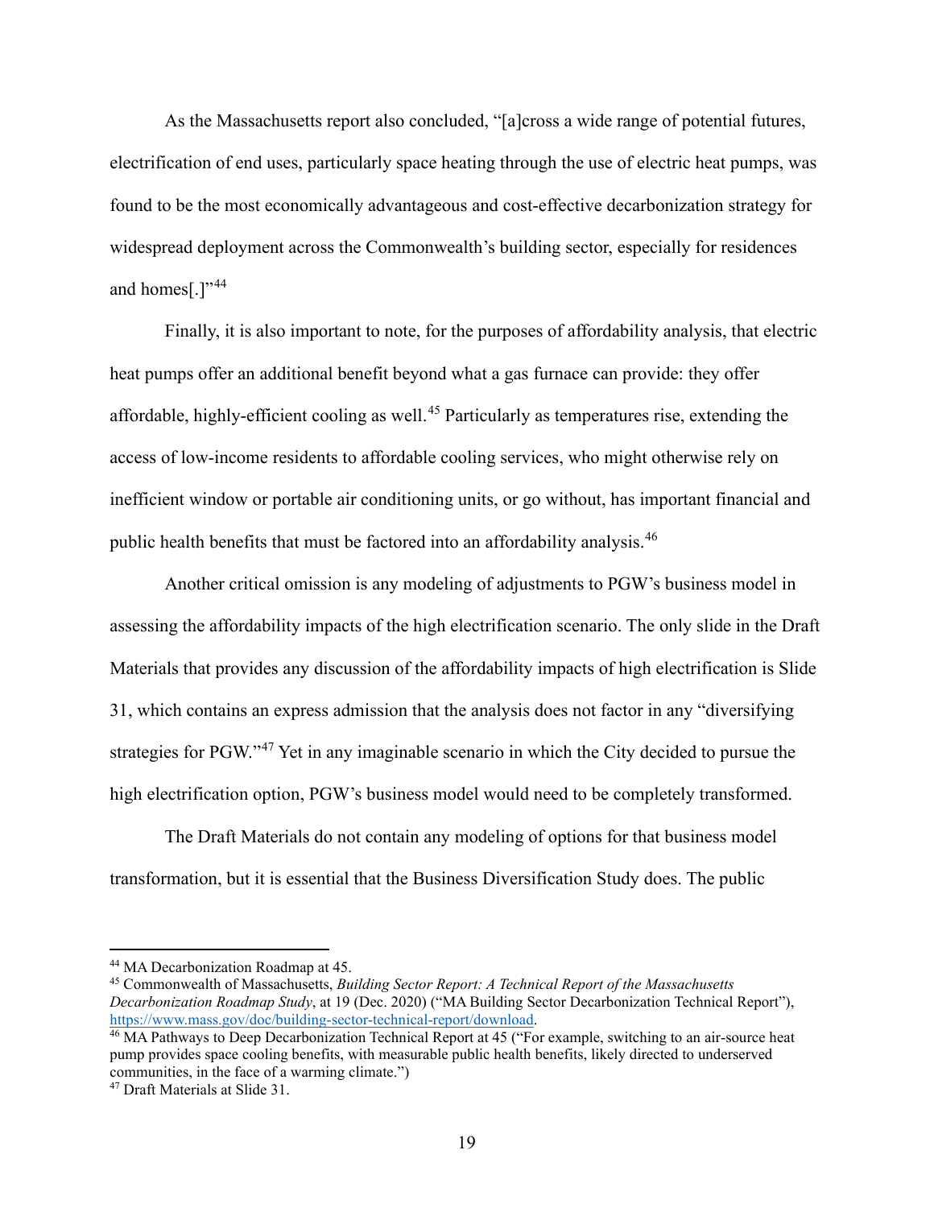As the Massachusetts report also concluded, "[a]cross a wide range of potential futures, electrification of end uses, particularly space heating through the use of electric heat pumps, was found to be the most economically advantageous and cost-effective decarbonization strategy for widespread deployment across the Commonwealth's building sector, especially for residences and homes[.]"[44]

Finally, it is also important to note, for the purposes of affordability analysis, that electric heat pumps offer an additional benefit beyond what a gas furnace can provide: they offer affordable, highly-efficient cooling as well.[45] Particularly as temperatures rise, extending the access of low-income residents to affordable cooling services, who might otherwise rely on inefficient window or portable air conditioning units, or go without, has important financial and public health benefits that must be factored into an affordability analysis.[46]

Another critical omission is any modeling of adjustments to PGW's business model in assessing the affordability impacts of the high electrification scenario. The only slide in the Draft Materials that provides any discussion of the affordability impacts of high electrification is Slide 31, which contains an express admission that the analysis does not factor in any "diversifying strategies for PGW."[47] Yet in any imaginable scenario in which the City decided to pursue the high electrification option, PGW's business model would need to be completely transformed.

The Draft Materials do not contain any modeling of options for that business model transformation, but it is essential that the Business Diversification Study does. The public

---

[44] MA Decarbonization Roadmap at 45.

[45] Commonwealth of Massachusetts, *Building Sector Report: A Technical Report of the Massachusetts Decarbonization Roadmap Study*, at 19 (Dec. 2020) ("MA Building Sector Decarbonization Technical Report"), https://www.mass.gov/doc/building-sector-technical-report/download.

[46] MA Pathways to Deep Decarbonization Technical Report at 45 ("For example, switching to an air-source heat pump provides space cooling benefits, with measurable public health benefits, likely directed to underserved communities, in the face of a warming climate.")

[47] Draft Materials at Slide 31.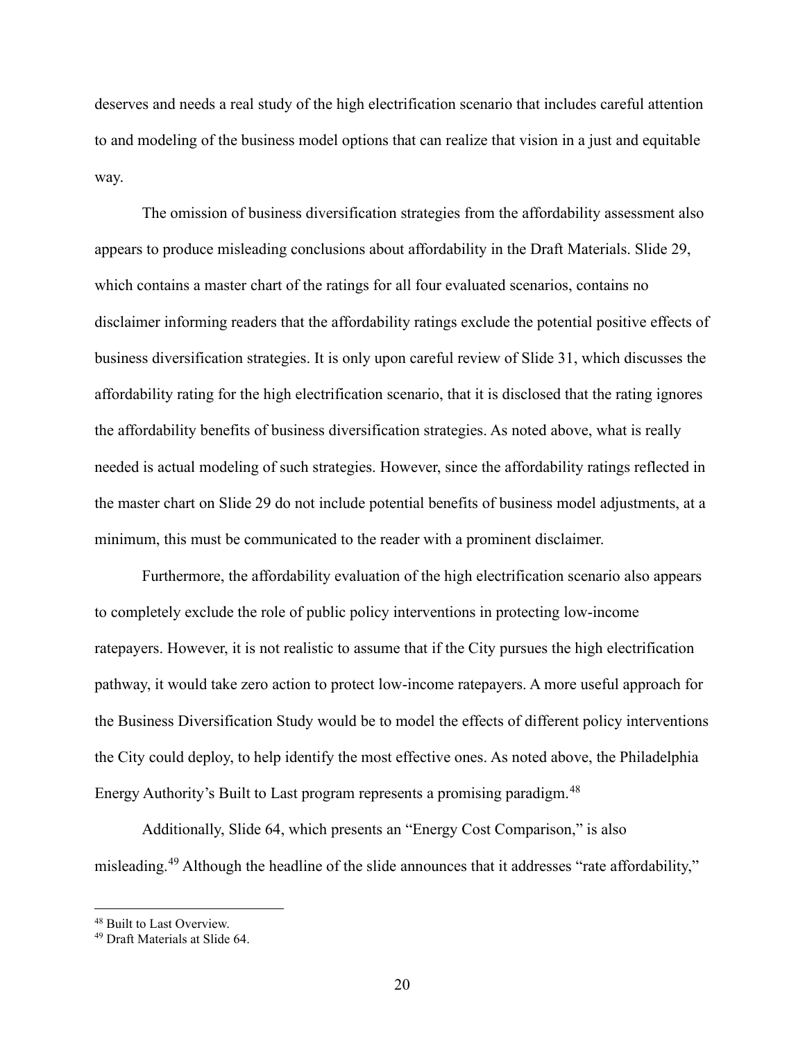deserves and needs a real study of the high electrification scenario that includes careful attention to and modeling of the business model options that can realize that vision in a just and equitable way.

The omission of business diversification strategies from the affordability assessment also appears to produce misleading conclusions about affordability in the Draft Materials. Slide 29, which contains a master chart of the ratings for all four evaluated scenarios, contains no disclaimer informing readers that the affordability ratings exclude the potential positive effects of business diversification strategies. It is only upon careful review of Slide 31, which discusses the affordability rating for the high electrification scenario, that it is disclosed that the rating ignores the affordability benefits of business diversification strategies. As noted above, what is really needed is actual modeling of such strategies. However, since the affordability ratings reflected in the master chart on Slide 29 do not include potential benefits of business model adjustments, at a minimum, this must be communicated to the reader with a prominent disclaimer.

Furthermore, the affordability evaluation of the high electrification scenario also appears to completely exclude the role of public policy interventions in protecting low-income ratepayers. However, it is not realistic to assume that if the City pursues the high electrification pathway, it would take zero action to protect low-income ratepayers. A more useful approach for the Business Diversification Study would be to model the effects of different policy interventions the City could deploy, to help identify the most effective ones. As noted above, the Philadelphia Energy Authority's Built to Last program represents a promising paradigm.[48]

Additionally, Slide 64, which presents an "Energy Cost Comparison," is also misleading.[49] Although the headline of the slide announces that it addresses "rate affordability,"

---

[48] Built to Last Overview.

[49] Draft Materials at Slide 64.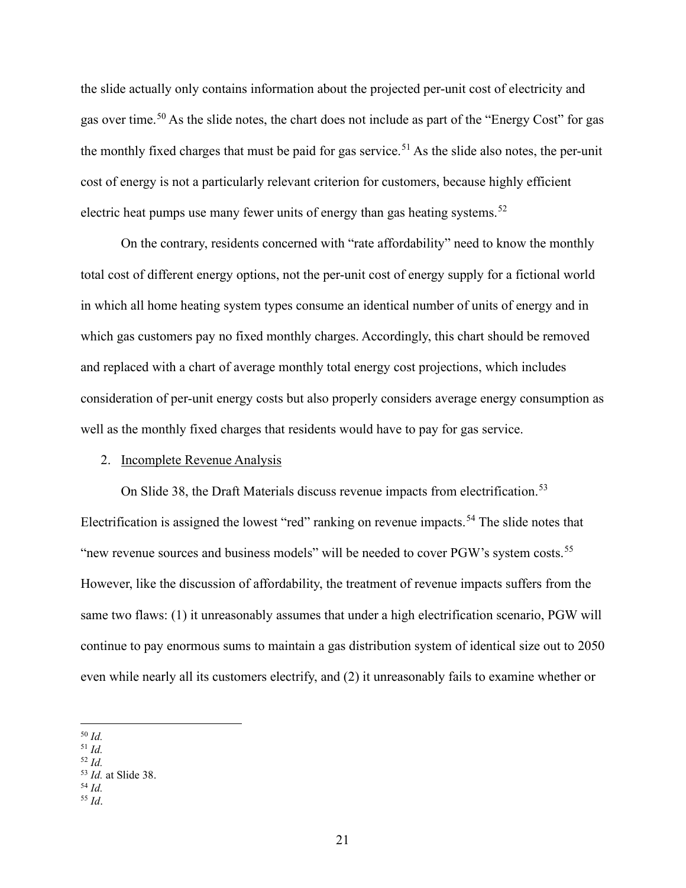the slide actually only contains information about the projected per-unit cost of electricity and gas over time.[50] As the slide notes, the chart does not include as part of the "Energy Cost" for gas the monthly fixed charges that must be paid for gas service.[51] As the slide also notes, the per-unit cost of energy is not a particularly relevant criterion for customers, because highly efficient electric heat pumps use many fewer units of energy than gas heating systems.[52]

On the contrary, residents concerned with "rate affordability" need to know the monthly total cost of different energy options, not the per-unit cost of energy supply for a fictional world in which all home heating system types consume an identical number of units of energy and in which gas customers pay no fixed monthly charges. Accordingly, this chart should be removed and replaced with a chart of average monthly total energy cost projections, which includes consideration of per-unit energy costs but also properly considers average energy consumption as well as the monthly fixed charges that residents would have to pay for gas service.

2. Incomplete Revenue Analysis

On Slide 38, the Draft Materials discuss revenue impacts from electrification.[53] Electrification is assigned the lowest "red" ranking on revenue impacts.[54] The slide notes that "new revenue sources and business models" will be needed to cover PGW's system costs.[55] However, like the discussion of affordability, the treatment of revenue impacts suffers from the same two flaws: (1) it unreasonably assumes that under a high electrification scenario, PGW will continue to pay enormous sums to maintain a gas distribution system of identical size out to 2050 even while nearly all its customers electrify, and (2) it unreasonably fails to examine whether or

---

[50] *Id.*
[51] *Id.*
[52] *Id.*
[53] *Id.* at Slide 38.
[54] *Id.*
[55] *Id*.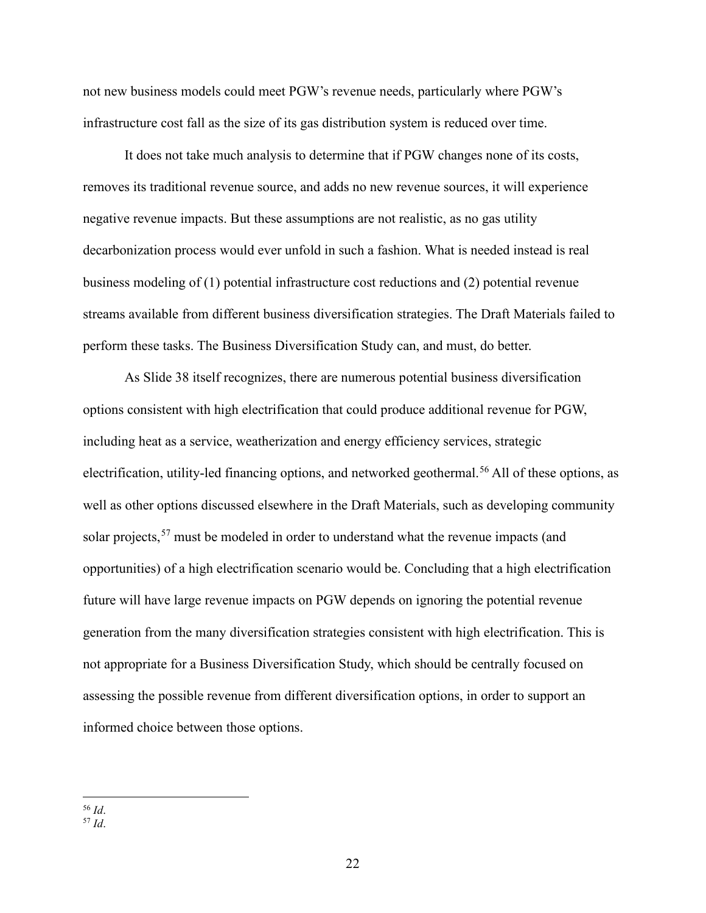not new business models could meet PGW's revenue needs, particularly where PGW's infrastructure cost fall as the size of its gas distribution system is reduced over time.

It does not take much analysis to determine that if PGW changes none of its costs, removes its traditional revenue source, and adds no new revenue sources, it will experience negative revenue impacts. But these assumptions are not realistic, as no gas utility decarbonization process would ever unfold in such a fashion. What is needed instead is real business modeling of (1) potential infrastructure cost reductions and (2) potential revenue streams available from different business diversification strategies. The Draft Materials failed to perform these tasks. The Business Diversification Study can, and must, do better.

As Slide 38 itself recognizes, there are numerous potential business diversification options consistent with high electrification that could produce additional revenue for PGW, including heat as a service, weatherization and energy efficiency services, strategic electrification, utility-led financing options, and networked geothermal.[56] All of these options, as well as other options discussed elsewhere in the Draft Materials, such as developing community solar projects,[57] must be modeled in order to understand what the revenue impacts (and opportunities) of a high electrification scenario would be. Concluding that a high electrification future will have large revenue impacts on PGW depends on ignoring the potential revenue generation from the many diversification strategies consistent with high electrification. This is not appropriate for a Business Diversification Study, which should be centrally focused on assessing the possible revenue from different diversification options, in order to support an informed choice between those options.

---

[56] *Id*.

[57] *Id*.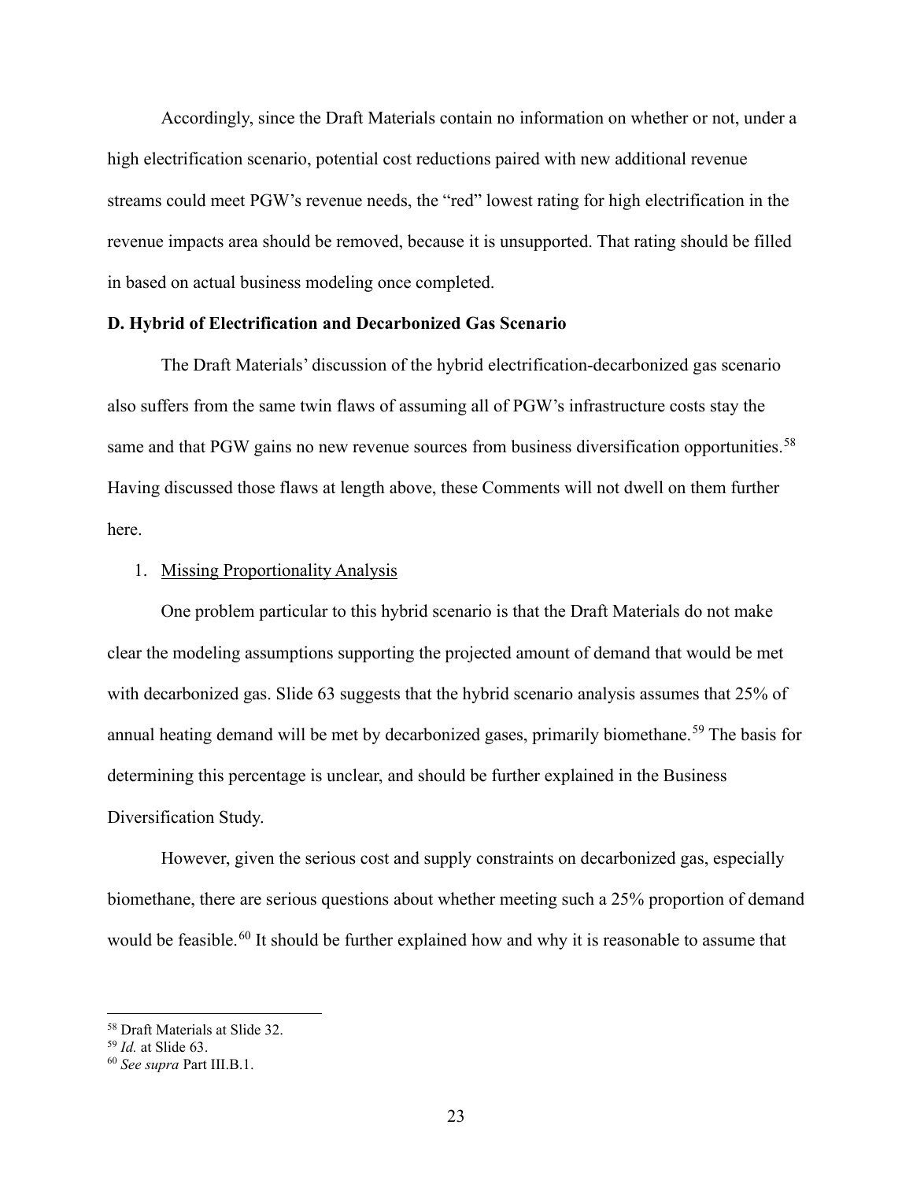Accordingly, since the Draft Materials contain no information on whether or not, under a high electrification scenario, potential cost reductions paired with new additional revenue streams could meet PGW's revenue needs, the "red" lowest rating for high electrification in the revenue impacts area should be removed, because it is unsupported. That rating should be filled in based on actual business modeling once completed.

**D. Hybrid of Electrification and Decarbonized Gas Scenario**

The Draft Materials' discussion of the hybrid electrification-decarbonized gas scenario also suffers from the same twin flaws of assuming all of PGW's infrastructure costs stay the same and that PGW gains no new revenue sources from business diversification opportunities.[58] Having discussed those flaws at length above, these Comments will not dwell on them further here.

1. Missing Proportionality Analysis

One problem particular to this hybrid scenario is that the Draft Materials do not make clear the modeling assumptions supporting the projected amount of demand that would be met with decarbonized gas. Slide 63 suggests that the hybrid scenario analysis assumes that 25% of annual heating demand will be met by decarbonized gases, primarily biomethane.[59] The basis for determining this percentage is unclear, and should be further explained in the Business Diversification Study.

However, given the serious cost and supply constraints on decarbonized gas, especially biomethane, there are serious questions about whether meeting such a 25% proportion of demand would be feasible.[60] It should be further explained how and why it is reasonable to assume that

---

[58] Draft Materials at Slide 32.

[59] *Id.* at Slide 63.

[60] *See supra* Part III.B.1.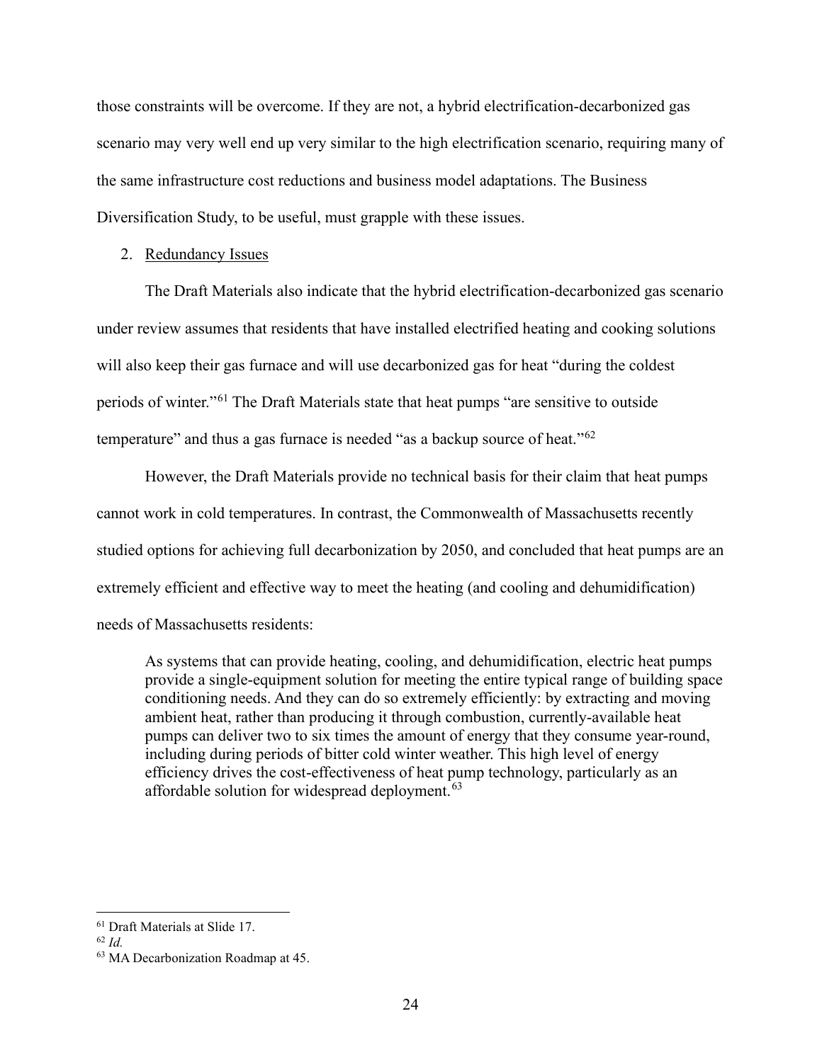those constraints will be overcome. If they are not, a hybrid electrification-decarbonized gas scenario may very well end up very similar to the high electrification scenario, requiring many of the same infrastructure cost reductions and business model adaptations. The Business Diversification Study, to be useful, must grapple with these issues.

2. Redundancy Issues

The Draft Materials also indicate that the hybrid electrification-decarbonized gas scenario under review assumes that residents that have installed electrified heating and cooking solutions will also keep their gas furnace and will use decarbonized gas for heat "during the coldest periods of winter."[61] The Draft Materials state that heat pumps "are sensitive to outside temperature" and thus a gas furnace is needed "as a backup source of heat."[62]

However, the Draft Materials provide no technical basis for their claim that heat pumps cannot work in cold temperatures. In contrast, the Commonwealth of Massachusetts recently studied options for achieving full decarbonization by 2050, and concluded that heat pumps are an extremely efficient and effective way to meet the heating (and cooling and dehumidification) needs of Massachusetts residents:

> As systems that can provide heating, cooling, and dehumidification, electric heat pumps provide a single-equipment solution for meeting the entire typical range of building space conditioning needs. And they can do so extremely efficiently: by extracting and moving ambient heat, rather than producing it through combustion, currently-available heat pumps can deliver two to six times the amount of energy that they consume year-round, including during periods of bitter cold winter weather. This high level of energy efficiency drives the cost-effectiveness of heat pump technology, particularly as an affordable solution for widespread deployment.[63]

---

[61] Draft Materials at Slide 17.

[62] *Id.*

[63] MA Decarbonization Roadmap at 45.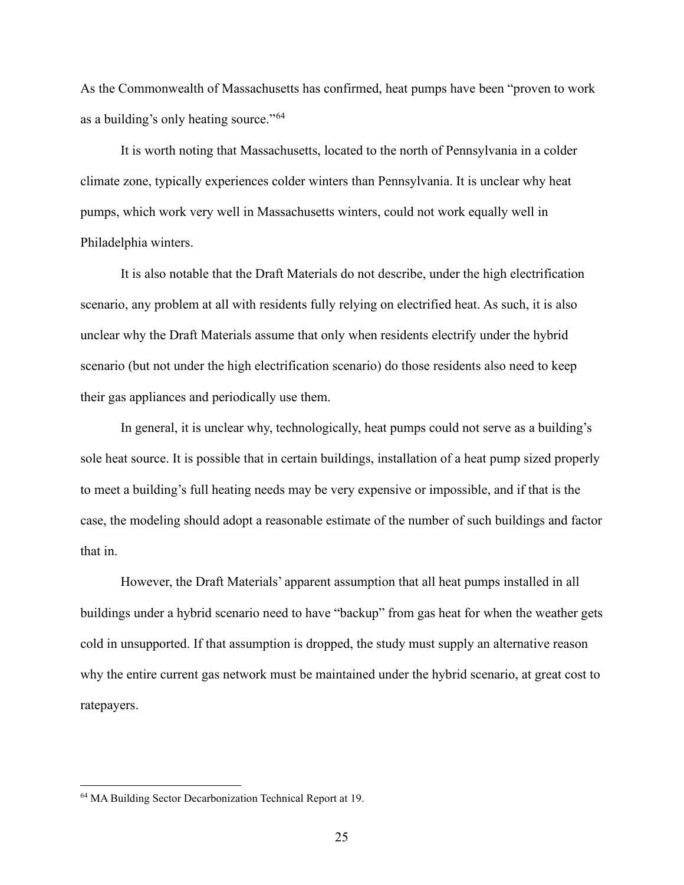As the Commonwealth of Massachusetts has confirmed, heat pumps have been "proven to work as a building's only heating source."[64]

It is worth noting that Massachusetts, located to the north of Pennsylvania in a colder climate zone, typically experiences colder winters than Pennsylvania. It is unclear why heat pumps, which work very well in Massachusetts winters, could not work equally well in Philadelphia winters.

It is also notable that the Draft Materials do not describe, under the high electrification scenario, any problem at all with residents fully relying on electrified heat. As such, it is also unclear why the Draft Materials assume that only when residents electrify under the hybrid scenario (but not under the high electrification scenario) do those residents also need to keep their gas appliances and periodically use them.

In general, it is unclear why, technologically, heat pumps could not serve as a building's sole heat source. It is possible that in certain buildings, installation of a heat pump sized properly to meet a building's full heating needs may be very expensive or impossible, and if that is the case, the modeling should adopt a reasonable estimate of the number of such buildings and factor that in.

However, the Draft Materials' apparent assumption that all heat pumps installed in all buildings under a hybrid scenario need to have "backup" from gas heat for when the weather gets cold in unsupported. If that assumption is dropped, the study must supply an alternative reason why the entire current gas network must be maintained under the hybrid scenario, at great cost to ratepayers.

---

[64] MA Building Sector Decarbonization Technical Report at 19.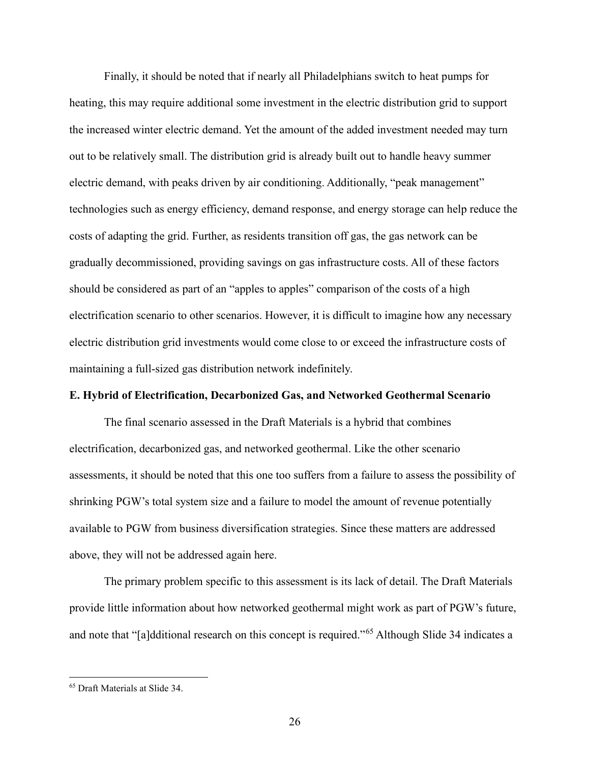Finally, it should be noted that if nearly all Philadelphians switch to heat pumps for heating, this may require additional some investment in the electric distribution grid to support the increased winter electric demand. Yet the amount of the added investment needed may turn out to be relatively small. The distribution grid is already built out to handle heavy summer electric demand, with peaks driven by air conditioning. Additionally, "peak management" technologies such as energy efficiency, demand response, and energy storage can help reduce the costs of adapting the grid. Further, as residents transition off gas, the gas network can be gradually decommissioned, providing savings on gas infrastructure costs. All of these factors should be considered as part of an "apples to apples" comparison of the costs of a high electrification scenario to other scenarios. However, it is difficult to imagine how any necessary electric distribution grid investments would come close to or exceed the infrastructure costs of maintaining a full-sized gas distribution network indefinitely.

**E. Hybrid of Electrification, Decarbonized Gas, and Networked Geothermal Scenario**

The final scenario assessed in the Draft Materials is a hybrid that combines electrification, decarbonized gas, and networked geothermal. Like the other scenario assessments, it should be noted that this one too suffers from a failure to assess the possibility of shrinking PGW's total system size and a failure to model the amount of revenue potentially available to PGW from business diversification strategies. Since these matters are addressed above, they will not be addressed again here.

The primary problem specific to this assessment is its lack of detail. The Draft Materials provide little information about how networked geothermal might work as part of PGW's future, and note that "[a]dditional research on this concept is required."[65] Although Slide 34 indicates a

[65] Draft Materials at Slide 34.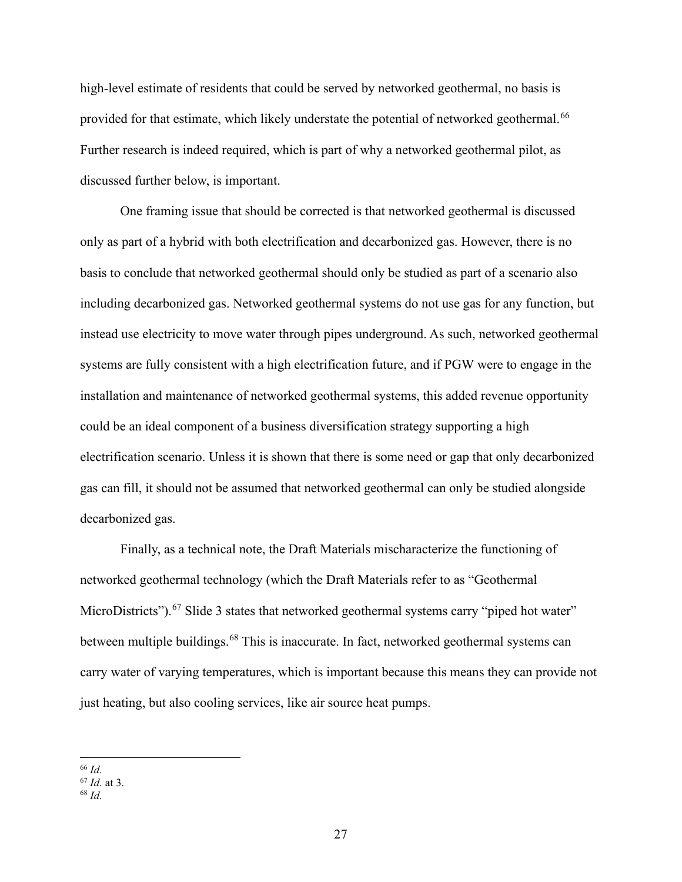high-level estimate of residents that could be served by networked geothermal, no basis is provided for that estimate, which likely understate the potential of networked geothermal.[66] Further research is indeed required, which is part of why a networked geothermal pilot, as discussed further below, is important.

One framing issue that should be corrected is that networked geothermal is discussed only as part of a hybrid with both electrification and decarbonized gas. However, there is no basis to conclude that networked geothermal should only be studied as part of a scenario also including decarbonized gas. Networked geothermal systems do not use gas for any function, but instead use electricity to move water through pipes underground. As such, networked geothermal systems are fully consistent with a high electrification future, and if PGW were to engage in the installation and maintenance of networked geothermal systems, this added revenue opportunity could be an ideal component of a business diversification strategy supporting a high electrification scenario. Unless it is shown that there is some need or gap that only decarbonized gas can fill, it should not be assumed that networked geothermal can only be studied alongside decarbonized gas.

Finally, as a technical note, the Draft Materials mischaracterize the functioning of networked geothermal technology (which the Draft Materials refer to as "Geothermal MicroDistricts").[67] Slide 3 states that networked geothermal systems carry "piped hot water" between multiple buildings.[68] This is inaccurate. In fact, networked geothermal systems can carry water of varying temperatures, which is important because this means they can provide not just heating, but also cooling services, like air source heat pumps.

---

[66] *Id.*

[67] *Id.* at 3.

[68] *Id.*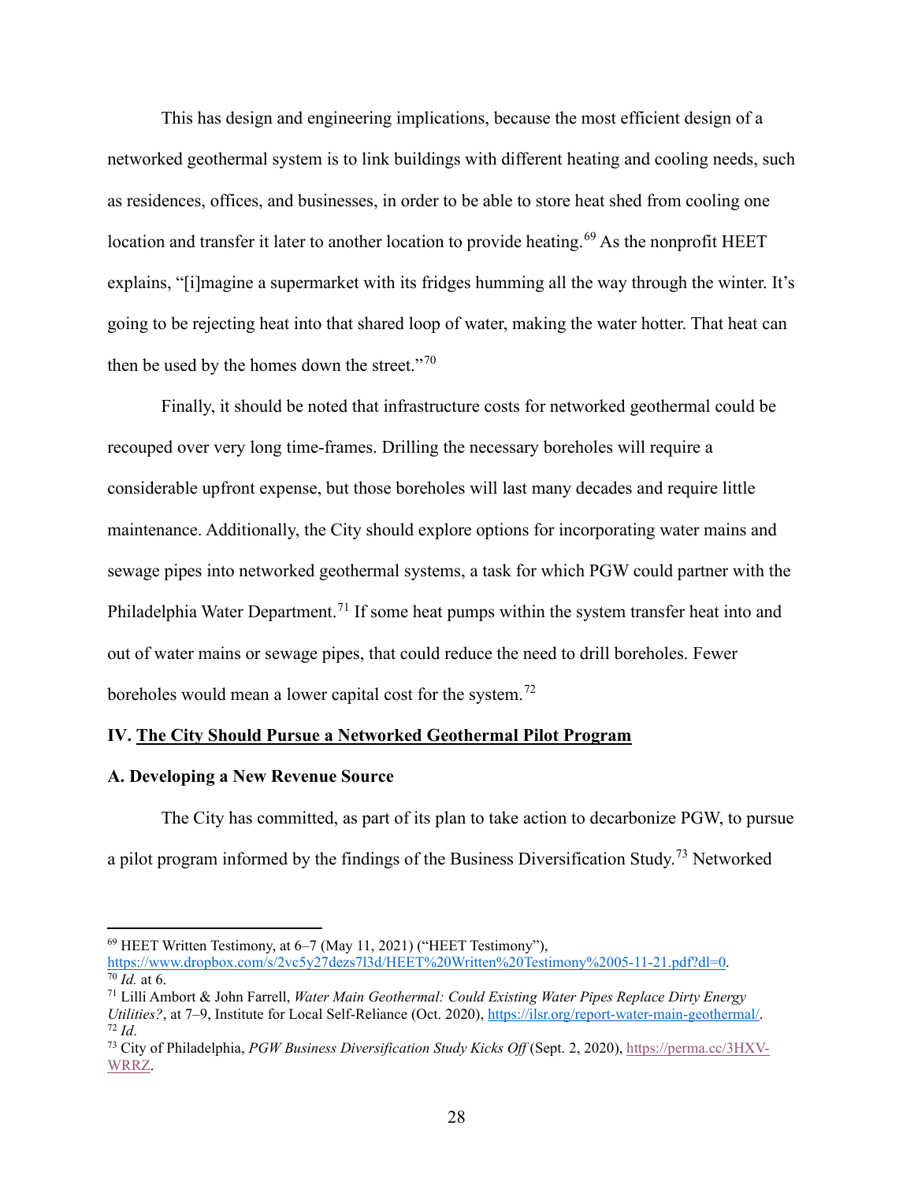This has design and engineering implications, because the most efficient design of a networked geothermal system is to link buildings with different heating and cooling needs, such as residences, offices, and businesses, in order to be able to store heat shed from cooling one location and transfer it later to another location to provide heating.[69] As the nonprofit HEET explains, "[i]magine a supermarket with its fridges humming all the way through the winter. It's going to be rejecting heat into that shared loop of water, making the water hotter. That heat can then be used by the homes down the street."[70]

Finally, it should be noted that infrastructure costs for networked geothermal could be recouped over very long time-frames. Drilling the necessary boreholes will require a considerable upfront expense, but those boreholes will last many decades and require little maintenance. Additionally, the City should explore options for incorporating water mains and sewage pipes into networked geothermal systems, a task for which PGW could partner with the Philadelphia Water Department.[71] If some heat pumps within the system transfer heat into and out of water mains or sewage pipes, that could reduce the need to drill boreholes. Fewer boreholes would mean a lower capital cost for the system.[72]

## IV. <u>The City Should Pursue a Networked Geothermal Pilot Program</u>

### A. Developing a New Revenue Source

The City has committed, as part of its plan to take action to decarbonize PGW, to pursue a pilot program informed by the findings of the Business Diversification Study.[73] Networked

---

[69] HEET Written Testimony, at 6–7 (May 11, 2021) ("HEET Testimony"), https://www.dropbox.com/s/2vc5y27dezs7l3d/HEET%20Written%20Testimony%2005-11-21.pdf?dl=0.

[70] *Id.* at 6.

[71] Lilli Ambort & John Farrell, *Water Main Geothermal: Could Existing Water Pipes Replace Dirty Energy Utilities?*, at 7–9, Institute for Local Self-Reliance (Oct. 2020), https://ilsr.org/report-water-main-geothermal/.

[72] *Id*.

[73] City of Philadelphia, *PGW Business Diversification Study Kicks Off* (Sept. 2, 2020), https://perma.cc/3HXV-WRRZ.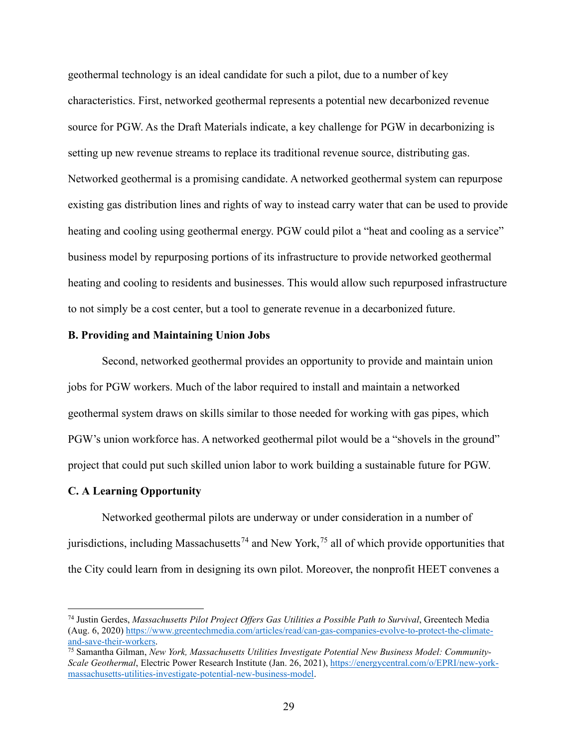geothermal technology is an ideal candidate for such a pilot, due to a number of key characteristics. First, networked geothermal represents a potential new decarbonized revenue source for PGW. As the Draft Materials indicate, a key challenge for PGW in decarbonizing is setting up new revenue streams to replace its traditional revenue source, distributing gas. Networked geothermal is a promising candidate. A networked geothermal system can repurpose existing gas distribution lines and rights of way to instead carry water that can be used to provide heating and cooling using geothermal energy. PGW could pilot a "heat and cooling as a service" business model by repurposing portions of its infrastructure to provide networked geothermal heating and cooling to residents and businesses. This would allow such repurposed infrastructure to not simply be a cost center, but a tool to generate revenue in a decarbonized future.

**B. Providing and Maintaining Union Jobs**

Second, networked geothermal provides an opportunity to provide and maintain union jobs for PGW workers. Much of the labor required to install and maintain a networked geothermal system draws on skills similar to those needed for working with gas pipes, which PGW's union workforce has. A networked geothermal pilot would be a "shovels in the ground" project that could put such skilled union labor to work building a sustainable future for PGW.

**C. A Learning Opportunity**

Networked geothermal pilots are underway or under consideration in a number of jurisdictions, including Massachusetts[74] and New York,[75] all of which provide opportunities that the City could learn from in designing its own pilot. Moreover, the nonprofit HEET convenes a

---

[74] Justin Gerdes, *Massachusetts Pilot Project Offers Gas Utilities a Possible Path to Survival*, Greentech Media (Aug. 6, 2020) https://www.greentechmedia.com/articles/read/can-gas-companies-evolve-to-protect-the-climate-and-save-their-workers.

[75] Samantha Gilman, *New York, Massachusetts Utilities Investigate Potential New Business Model: Community-Scale Geothermal*, Electric Power Research Institute (Jan. 26, 2021), https://energycentral.com/o/EPRI/new-york-massachusetts-utilities-investigate-potential-new-business-model.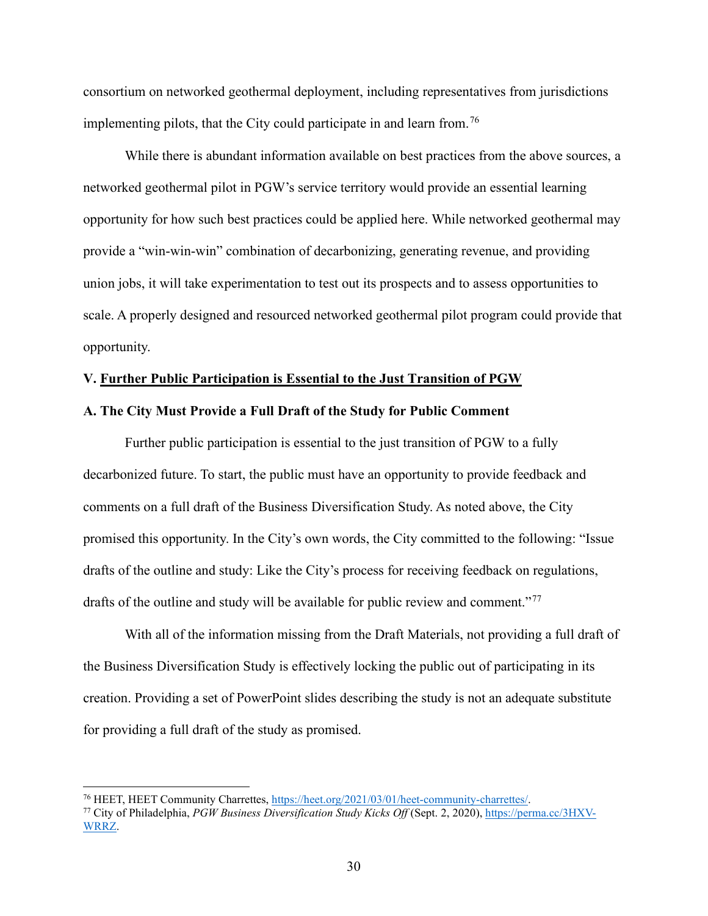consortium on networked geothermal deployment, including representatives from jurisdictions implementing pilots, that the City could participate in and learn from.[76]

While there is abundant information available on best practices from the above sources, a networked geothermal pilot in PGW's service territory would provide an essential learning opportunity for how such best practices could be applied here. While networked geothermal may provide a "win-win-win" combination of decarbonizing, generating revenue, and providing union jobs, it will take experimentation to test out its prospects and to assess opportunities to scale. A properly designed and resourced networked geothermal pilot program could provide that opportunity.

## V. <u>Further Public Participation is Essential to the Just Transition of PGW</u>

### A. The City Must Provide a Full Draft of the Study for Public Comment

Further public participation is essential to the just transition of PGW to a fully decarbonized future. To start, the public must have an opportunity to provide feedback and comments on a full draft of the Business Diversification Study. As noted above, the City promised this opportunity. In the City's own words, the City committed to the following: "Issue drafts of the outline and study: Like the City's process for receiving feedback on regulations, drafts of the outline and study will be available for public review and comment."[77]

With all of the information missing from the Draft Materials, not providing a full draft of the Business Diversification Study is effectively locking the public out of participating in its creation. Providing a set of PowerPoint slides describing the study is not an adequate substitute for providing a full draft of the study as promised.

---

[76] HEET, HEET Community Charrettes, https://heet.org/2021/03/01/heet-community-charrettes/.

[77] City of Philadelphia, *PGW Business Diversification Study Kicks Off* (Sept. 2, 2020), https://perma.cc/3HXV-WRRZ.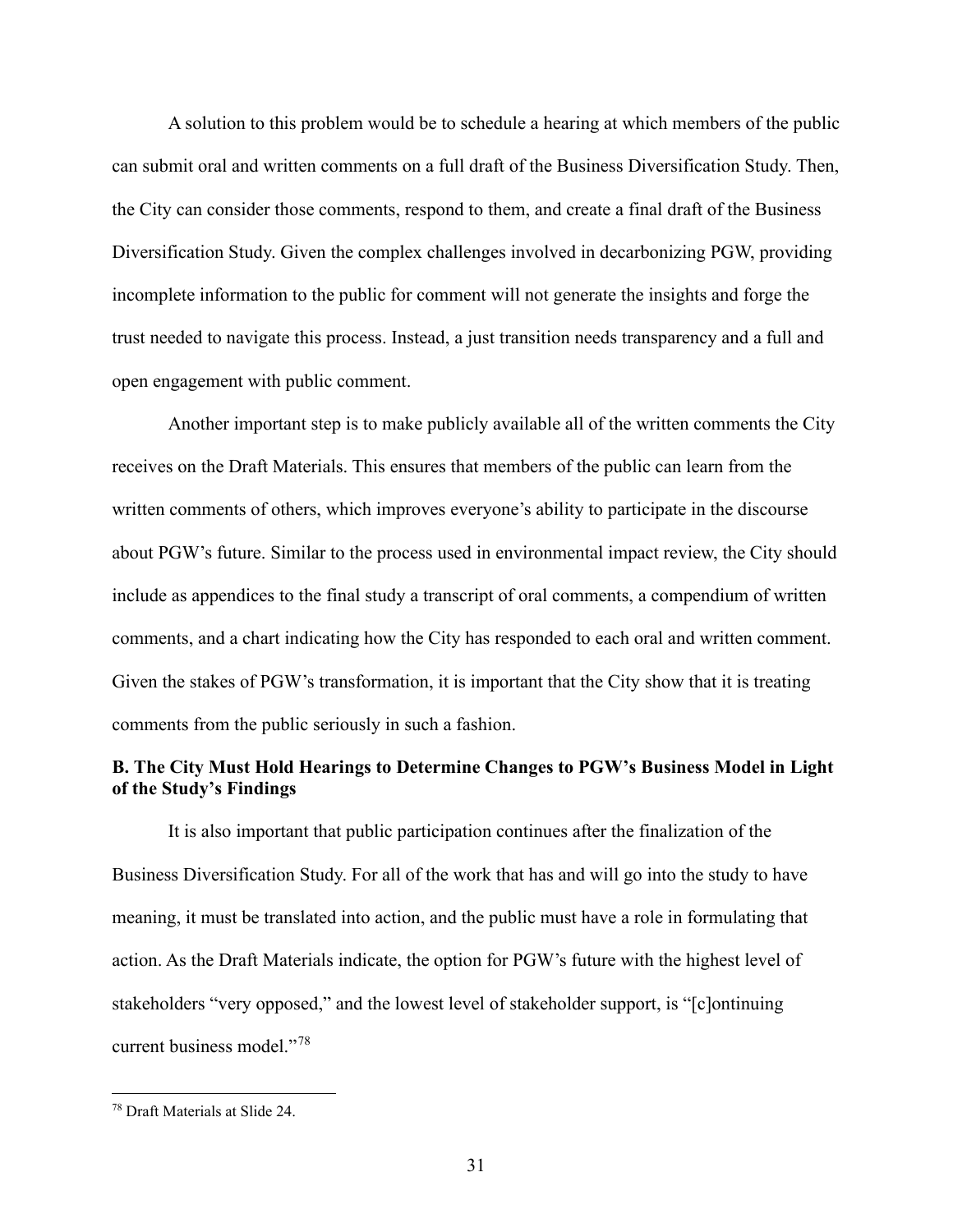A solution to this problem would be to schedule a hearing at which members of the public can submit oral and written comments on a full draft of the Business Diversification Study. Then, the City can consider those comments, respond to them, and create a final draft of the Business Diversification Study. Given the complex challenges involved in decarbonizing PGW, providing incomplete information to the public for comment will not generate the insights and forge the trust needed to navigate this process. Instead, a just transition needs transparency and a full and open engagement with public comment.

Another important step is to make publicly available all of the written comments the City receives on the Draft Materials. This ensures that members of the public can learn from the written comments of others, which improves everyone's ability to participate in the discourse about PGW's future. Similar to the process used in environmental impact review, the City should include as appendices to the final study a transcript of oral comments, a compendium of written comments, and a chart indicating how the City has responded to each oral and written comment. Given the stakes of PGW's transformation, it is important that the City show that it is treating comments from the public seriously in such a fashion.

**B. The City Must Hold Hearings to Determine Changes to PGW's Business Model in Light of the Study's Findings**

It is also important that public participation continues after the finalization of the Business Diversification Study. For all of the work that has and will go into the study to have meaning, it must be translated into action, and the public must have a role in formulating that action. As the Draft Materials indicate, the option for PGW's future with the highest level of stakeholders "very opposed," and the lowest level of stakeholder support, is "[c]ontinuing current business model."[78]

[78] Draft Materials at Slide 24.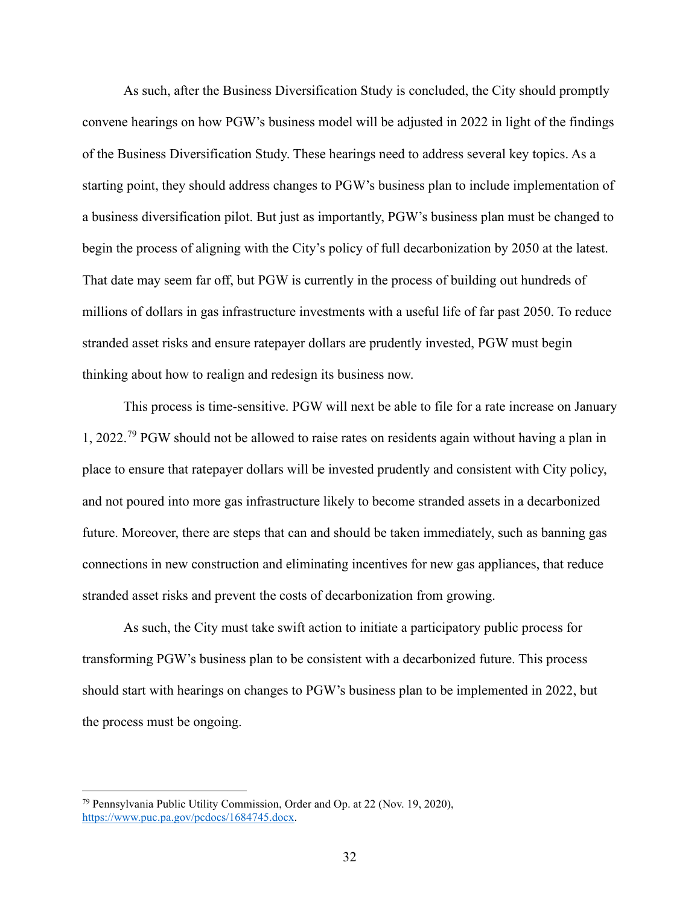As such, after the Business Diversification Study is concluded, the City should promptly convene hearings on how PGW's business model will be adjusted in 2022 in light of the findings of the Business Diversification Study. These hearings need to address several key topics. As a starting point, they should address changes to PGW's business plan to include implementation of a business diversification pilot. But just as importantly, PGW's business plan must be changed to begin the process of aligning with the City's policy of full decarbonization by 2050 at the latest. That date may seem far off, but PGW is currently in the process of building out hundreds of millions of dollars in gas infrastructure investments with a useful life of far past 2050. To reduce stranded asset risks and ensure ratepayer dollars are prudently invested, PGW must begin thinking about how to realign and redesign its business now.

This process is time-sensitive. PGW will next be able to file for a rate increase on January 1, 2022.[79] PGW should not be allowed to raise rates on residents again without having a plan in place to ensure that ratepayer dollars will be invested prudently and consistent with City policy, and not poured into more gas infrastructure likely to become stranded assets in a decarbonized future. Moreover, there are steps that can and should be taken immediately, such as banning gas connections in new construction and eliminating incentives for new gas appliances, that reduce stranded asset risks and prevent the costs of decarbonization from growing.

As such, the City must take swift action to initiate a participatory public process for transforming PGW's business plan to be consistent with a decarbonized future. This process should start with hearings on changes to PGW's business plan to be implemented in 2022, but the process must be ongoing.

---

[79] Pennsylvania Public Utility Commission, Order and Op. at 22 (Nov. 19, 2020), https://www.puc.pa.gov/pcdocs/1684745.docx.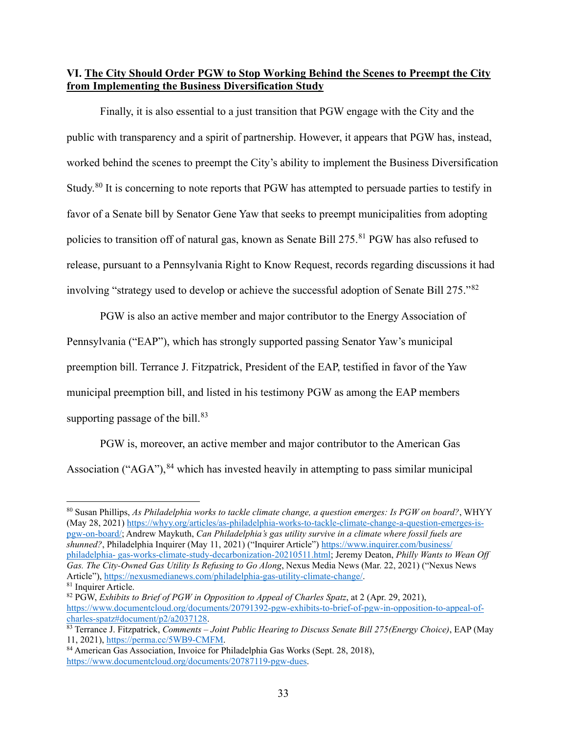## VI. <u>The City Should Order PGW to Stop Working Behind the Scenes to Preempt the City from Implementing the Business Diversification Study</u>

Finally, it is also essential to a just transition that PGW engage with the City and the public with transparency and a spirit of partnership. However, it appears that PGW has, instead, worked behind the scenes to preempt the City's ability to implement the Business Diversification Study.[80] It is concerning to note reports that PGW has attempted to persuade parties to testify in favor of a Senate bill by Senator Gene Yaw that seeks to preempt municipalities from adopting policies to transition off of natural gas, known as Senate Bill 275.[81] PGW has also refused to release, pursuant to a Pennsylvania Right to Know Request, records regarding discussions it had involving "strategy used to develop or achieve the successful adoption of Senate Bill 275."[82]

PGW is also an active member and major contributor to the Energy Association of Pennsylvania ("EAP"), which has strongly supported passing Senator Yaw's municipal preemption bill. Terrance J. Fitzpatrick, President of the EAP, testified in favor of the Yaw municipal preemption bill, and listed in his testimony PGW as among the EAP members supporting passage of the bill.[83]

PGW is, moreover, an active member and major contributor to the American Gas Association ("AGA"),[84] which has invested heavily in attempting to pass similar municipal

---

[80] Susan Phillips, *As Philadelphia works to tackle climate change, a question emerges: Is PGW on board?*, WHYY (May 28, 2021) https://whyy.org/articles/as-philadelphia-works-to-tackle-climate-change-a-question-emerges-is-pgw-on-board/; Andrew Maykuth, *Can Philadelphia's gas utility survive in a climate where fossil fuels are shunned?*, Philadelphia Inquirer (May 11, 2021) ("Inquirer Article") https://www.inquirer.com/business/philadelphia- gas-works-climate-study-decarbonization-20210511.html; Jeremy Deaton, *Philly Wants to Wean Off Gas. The City-Owned Gas Utility Is Refusing to Go Along*, Nexus Media News (Mar. 22, 2021) ("Nexus News Article"), https://nexusmedianews.com/philadelphia-gas-utility-climate-change/.

[81] Inquirer Article.

[82] PGW, *Exhibits to Brief of PGW in Opposition to Appeal of Charles Spatz*, at 2 (Apr. 29, 2021), https://www.documentcloud.org/documents/20791392-pgw-exhibits-to-brief-of-pgw-in-opposition-to-appeal-of-charles-spatz#document/p2/a2037128.

[83] Terrance J. Fitzpatrick, *Comments – Joint Public Hearing to Discuss Senate Bill 275(Energy Choice)*, EAP (May 11, 2021), https://perma.cc/5WB9-CMFM.

[84] American Gas Association, Invoice for Philadelphia Gas Works (Sept. 28, 2018), https://www.documentcloud.org/documents/20787119-pgw-dues.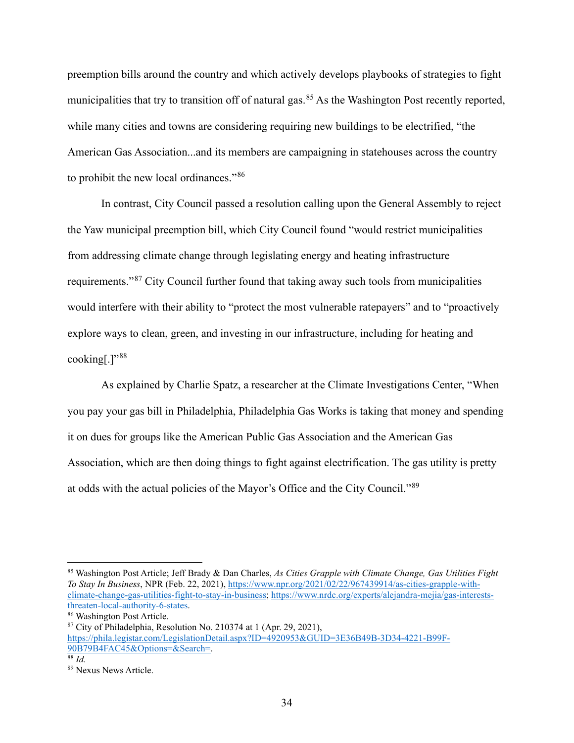preemption bills around the country and which actively develops playbooks of strategies to fight municipalities that try to transition off of natural gas.[85] As the Washington Post recently reported, while many cities and towns are considering requiring new buildings to be electrified, "the American Gas Association...and its members are campaigning in statehouses across the country to prohibit the new local ordinances."[86]

In contrast, City Council passed a resolution calling upon the General Assembly to reject the Yaw municipal preemption bill, which City Council found "would restrict municipalities from addressing climate change through legislating energy and heating infrastructure requirements."[87] City Council further found that taking away such tools from municipalities would interfere with their ability to "protect the most vulnerable ratepayers" and to "proactively explore ways to clean, green, and investing in our infrastructure, including for heating and cooking[.]"[88]

As explained by Charlie Spatz, a researcher at the Climate Investigations Center, "When you pay your gas bill in Philadelphia, Philadelphia Gas Works is taking that money and spending it on dues for groups like the American Public Gas Association and the American Gas Association, which are then doing things to fight against electrification. The gas utility is pretty at odds with the actual policies of the Mayor's Office and the City Council."[89]

---

[85] Washington Post Article; Jeff Brady & Dan Charles, *As Cities Grapple with Climate Change, Gas Utilities Fight To Stay In Business*, NPR (Feb. 22, 2021), https://www.npr.org/2021/02/22/967439914/as-cities-grapple-with-climate-change-gas-utilities-fight-to-stay-in-business; https://www.nrdc.org/experts/alejandra-mejia/gas-interests-threaten-local-authority-6-states.

[86] Washington Post Article.

[87] City of Philadelphia, Resolution No. 210374 at 1 (Apr. 29, 2021), https://phila.legistar.com/LegislationDetail.aspx?ID=4920953&GUID=3E36B49B-3D34-4221-B99F-90B79B4FAC45&Options=&Search=.

[88] *Id.*

[89] Nexus News Article.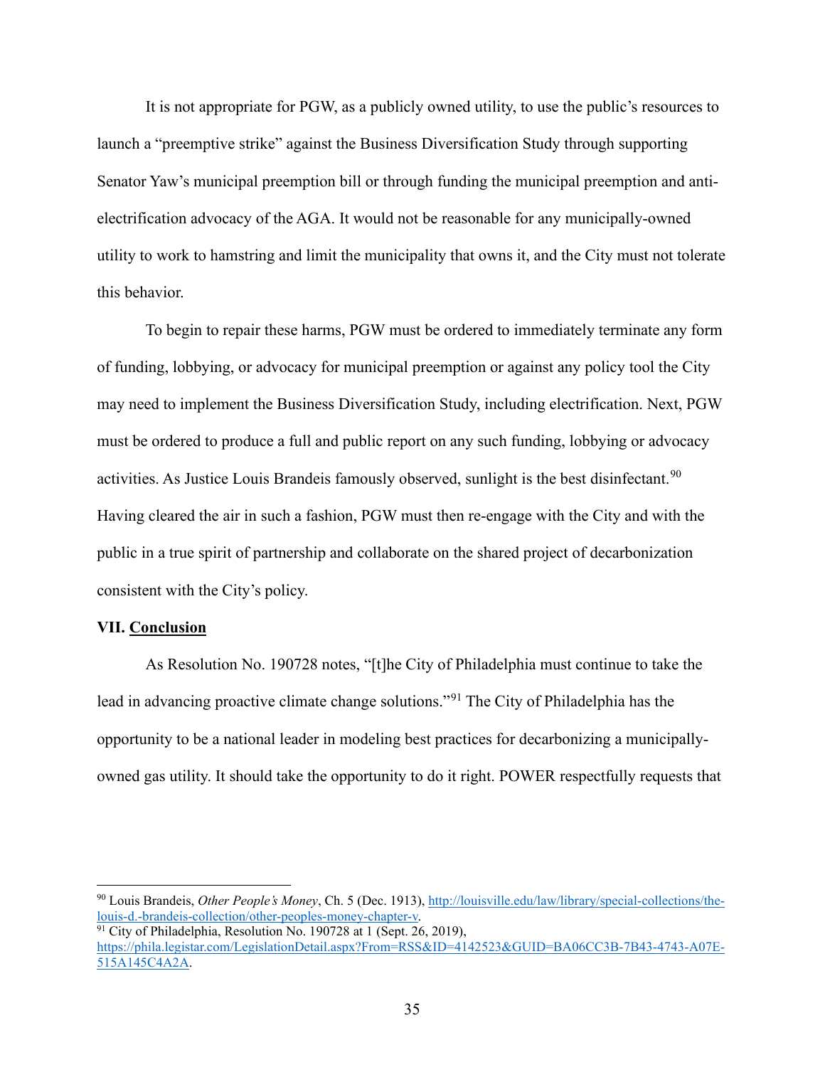It is not appropriate for PGW, as a publicly owned utility, to use the public's resources to launch a "preemptive strike" against the Business Diversification Study through supporting Senator Yaw's municipal preemption bill or through funding the municipal preemption and anti-electrification advocacy of the AGA. It would not be reasonable for any municipally-owned utility to work to hamstring and limit the municipality that owns it, and the City must not tolerate this behavior.

To begin to repair these harms, PGW must be ordered to immediately terminate any form of funding, lobbying, or advocacy for municipal preemption or against any policy tool the City may need to implement the Business Diversification Study, including electrification. Next, PGW must be ordered to produce a full and public report on any such funding, lobbying or advocacy activities. As Justice Louis Brandeis famously observed, sunlight is the best disinfectant.[90] Having cleared the air in such a fashion, PGW must then re-engage with the City and with the public in a true spirit of partnership and collaborate on the shared project of decarbonization consistent with the City's policy.

## VII. Conclusion

As Resolution No. 190728 notes, "[t]he City of Philadelphia must continue to take the lead in advancing proactive climate change solutions."[91] The City of Philadelphia has the opportunity to be a national leader in modeling best practices for decarbonizing a municipally-owned gas utility. It should take the opportunity to do it right. POWER respectfully requests that

---

[90] Louis Brandeis, *Other People's Money*, Ch. 5 (Dec. 1913), http://louisville.edu/law/library/special-collections/the-louis-d.-brandeis-collection/other-peoples-money-chapter-v.

[91] City of Philadelphia, Resolution No. 190728 at 1 (Sept. 26, 2019), https://phila.legistar.com/LegislationDetail.aspx?From=RSS&ID=4142523&GUID=BA06CC3B-7B43-4743-A07E-515A145C4A2A.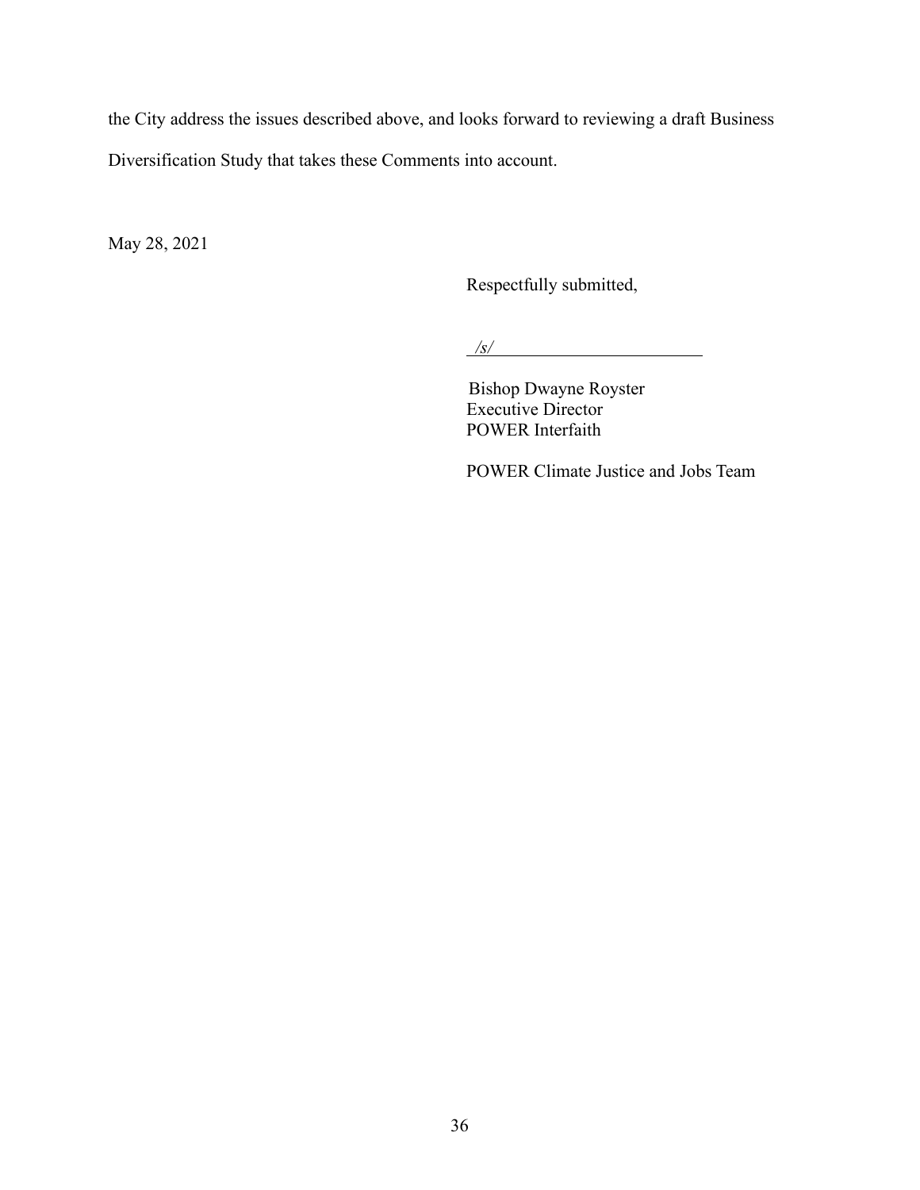the City address the issues described above, and looks forward to reviewing a draft Business Diversification Study that takes these Comments into account.

May 28, 2021

Respectfully submitted,

*/s/*

Bishop Dwayne Royster
Executive Director
POWER Interfaith

POWER Climate Justice and Jobs Team